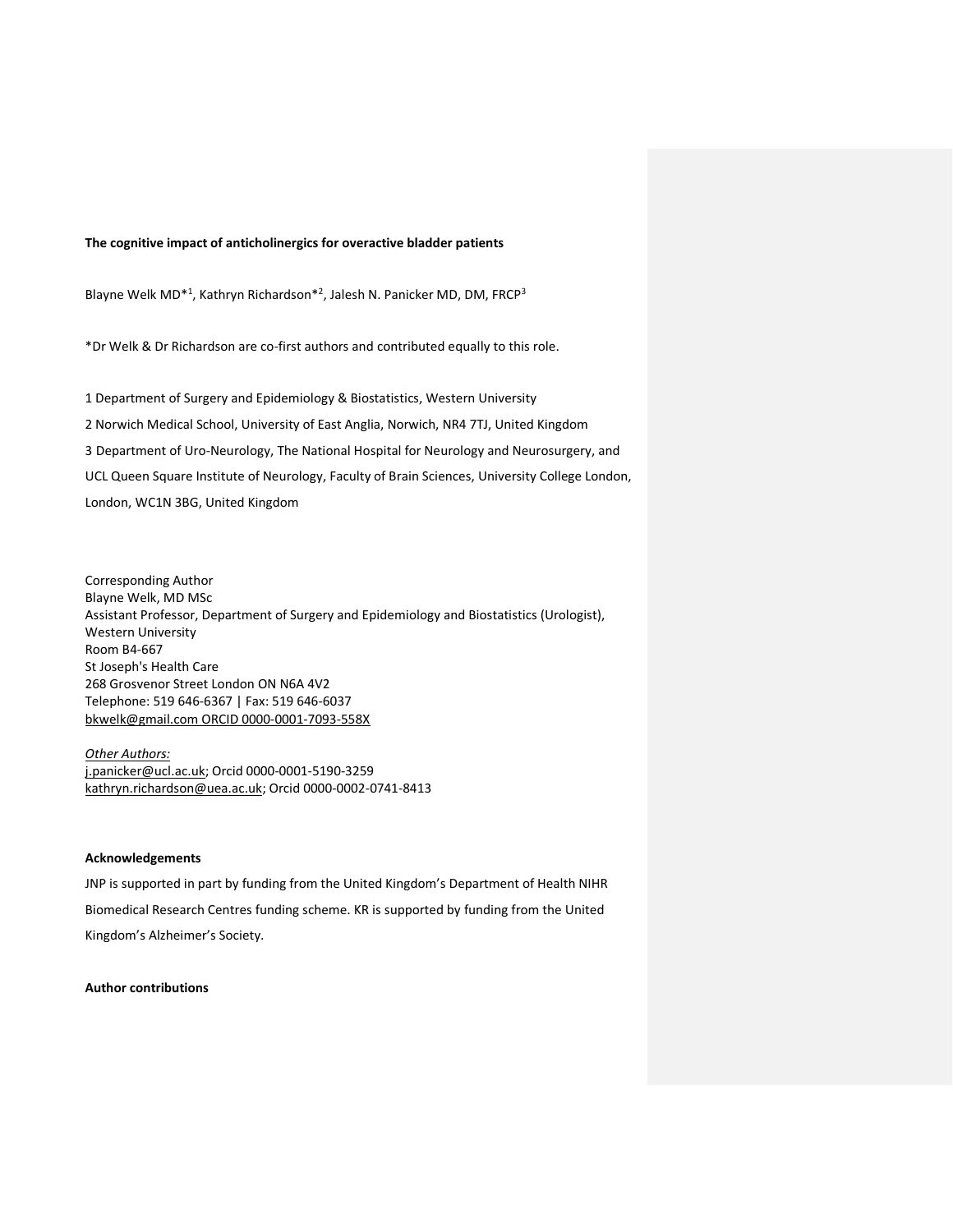**The cognitive impact of anticholinergics for overactive bladder patients**

Blayne Welk MD*[1], Kathryn Richardson*[2], Jalesh N. Panicker MD, DM, FRCP[3]

*Dr Welk & Dr Richardson are co-first authors and contributed equally to this role.

1 Department of Surgery and Epidemiology & Biostatistics, Western University

2 Norwich Medical School, University of East Anglia, Norwich, NR4 7TJ, United Kingdom

3 Department of Uro-Neurology, The National Hospital for Neurology and Neurosurgery, and UCL Queen Square Institute of Neurology, Faculty of Brain Sciences, University College London, London, WC1N 3BG, United Kingdom

Corresponding Author
Blayne Welk, MD MSc
Assistant Professor, Department of Surgery and Epidemiology and Biostatistics (Urologist), Western University
Room B4-667
St Joseph's Health Care
268 Grosvenor Street London ON N6A 4V2
Telephone: 519 646-6367 | Fax: 519 646-6037
bkwelk@gmail.com ORCID 0000-0001-7093-558X

*Other Authors:*
j.panicker@ucl.ac.uk; Orcid 0000-0001-5190-3259
kathryn.richardson@uea.ac.uk; Orcid 0000-0002-0741-8413

**Acknowledgements**

JNP is supported in part by funding from the United Kingdom's Department of Health NIHR Biomedical Research Centres funding scheme. KR is supported by funding from the United Kingdom's Alzheimer's Society.

**Author contributions**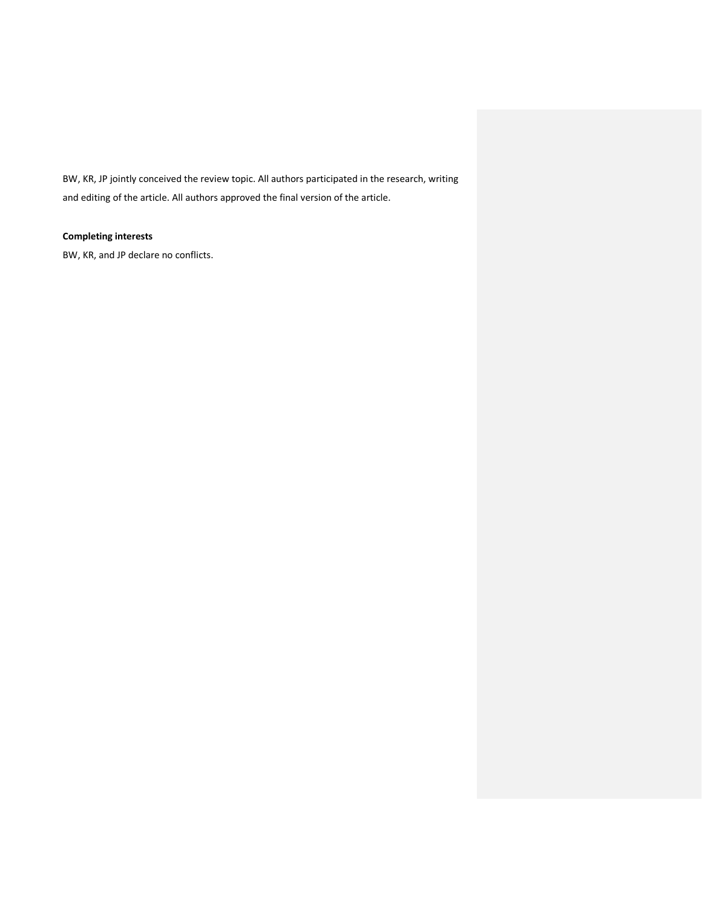BW, KR, JP jointly conceived the review topic. All authors participated in the research, writing and editing of the article. All authors approved the final version of the article.

**Completing interests**

BW, KR, and JP declare no conflicts.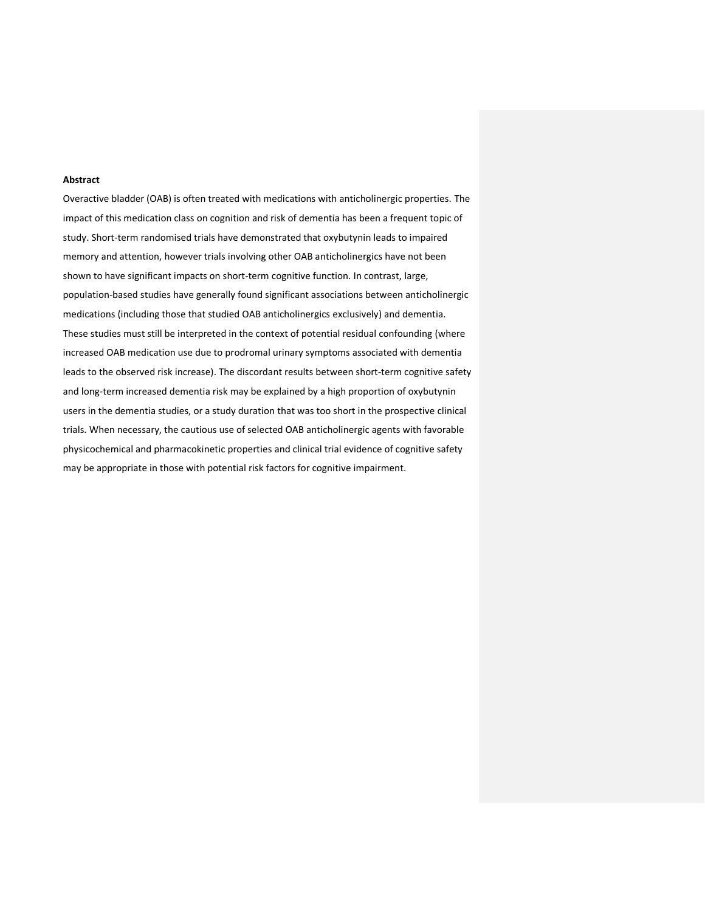**Abstract**

Overactive bladder (OAB) is often treated with medications with anticholinergic properties. The impact of this medication class on cognition and risk of dementia has been a frequent topic of study. Short-term randomised trials have demonstrated that oxybutynin leads to impaired memory and attention, however trials involving other OAB anticholinergics have not been shown to have significant impacts on short-term cognitive function. In contrast, large, population-based studies have generally found significant associations between anticholinergic medications (including those that studied OAB anticholinergics exclusively) and dementia. These studies must still be interpreted in the context of potential residual confounding (where increased OAB medication use due to prodromal urinary symptoms associated with dementia leads to the observed risk increase). The discordant results between short-term cognitive safety and long-term increased dementia risk may be explained by a high proportion of oxybutynin users in the dementia studies, or a study duration that was too short in the prospective clinical trials. When necessary, the cautious use of selected OAB anticholinergic agents with favorable physicochemical and pharmacokinetic properties and clinical trial evidence of cognitive safety may be appropriate in those with potential risk factors for cognitive impairment.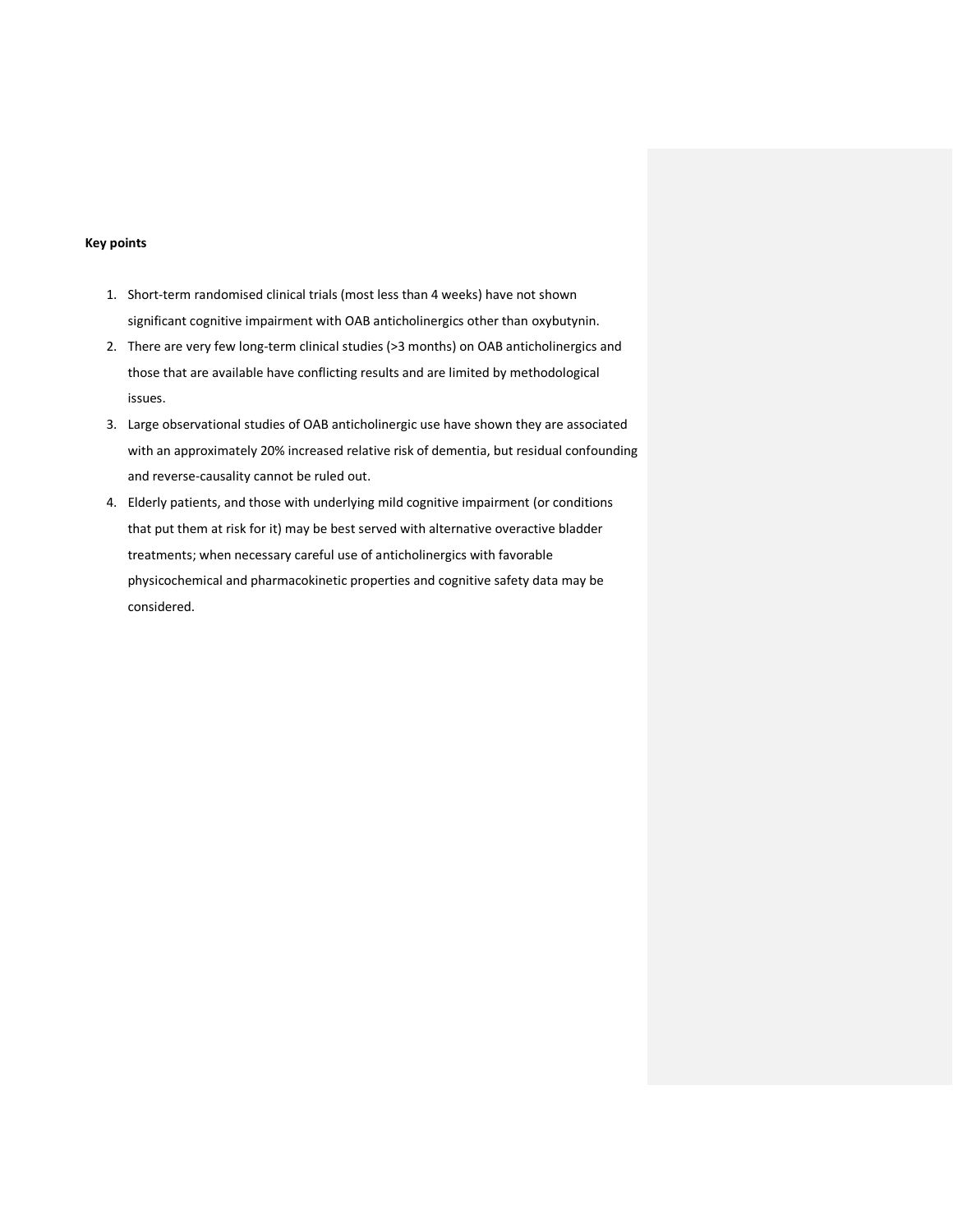**Key points**

1. Short-term randomised clinical trials (most less than 4 weeks) have not shown significant cognitive impairment with OAB anticholinergics other than oxybutynin.
2. There are very few long-term clinical studies (>3 months) on OAB anticholinergics and those that are available have conflicting results and are limited by methodological issues.
3. Large observational studies of OAB anticholinergic use have shown they are associated with an approximately 20% increased relative risk of dementia, but residual confounding and reverse-causality cannot be ruled out.
4. Elderly patients, and those with underlying mild cognitive impairment (or conditions that put them at risk for it) may be best served with alternative overactive bladder treatments; when necessary careful use of anticholinergics with favorable physicochemical and pharmacokinetic properties and cognitive safety data may be considered.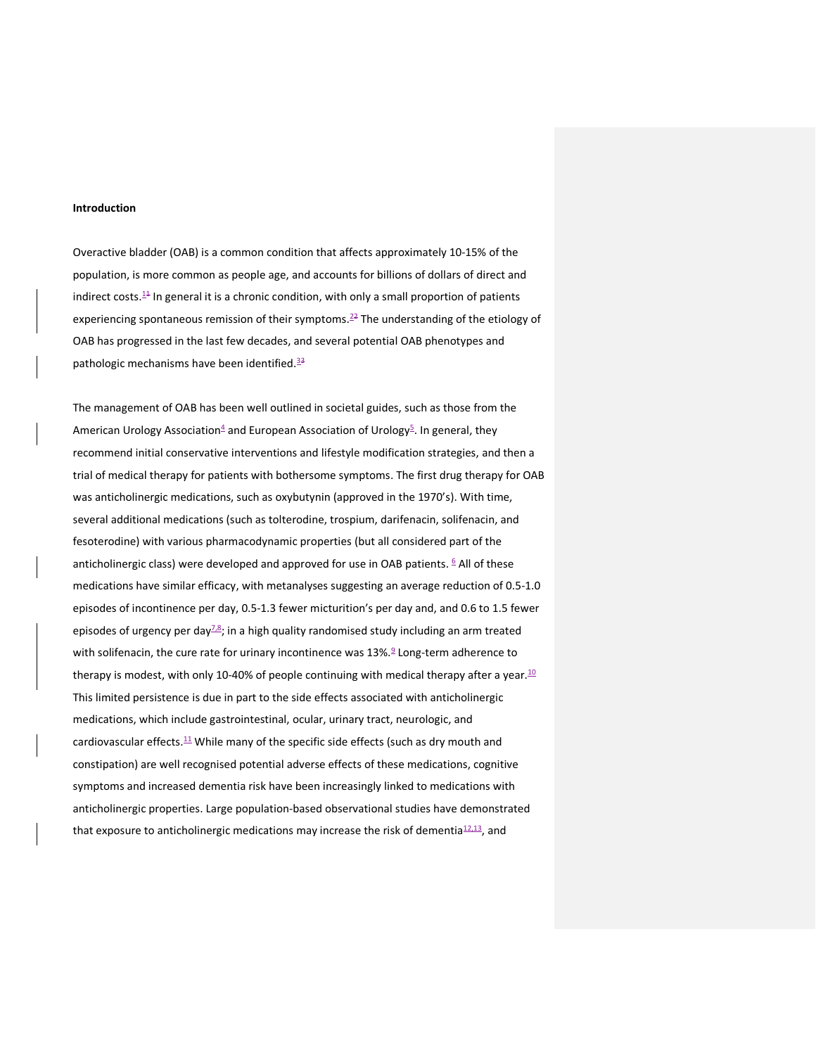**Introduction**

Overactive bladder (OAB) is a common condition that affects approximately 10-15% of the population, is more common as people age, and accounts for billions of dollars of direct and indirect costs.[1] In general it is a chronic condition, with only a small proportion of patients experiencing spontaneous remission of their symptoms.[2] The understanding of the etiology of OAB has progressed in the last few decades, and several potential OAB phenotypes and pathologic mechanisms have been identified.[3]

The management of OAB has been well outlined in societal guides, such as those from the American Urology Association[4] and European Association of Urology[5]. In general, they recommend initial conservative interventions and lifestyle modification strategies, and then a trial of medical therapy for patients with bothersome symptoms. The first drug therapy for OAB was anticholinergic medications, such as oxybutynin (approved in the 1970's). With time, several additional medications (such as tolterodine, trospium, darifenacin, solifenacin, and fesoterodine) with various pharmacodynamic properties (but all considered part of the anticholinergic class) were developed and approved for use in OAB patients. [6] All of these medications have similar efficacy, with metanalyses suggesting an average reduction of 0.5-1.0 episodes of incontinence per day, 0.5-1.3 fewer micturition's per day and, and 0.6 to 1.5 fewer episodes of urgency per day[7,8]; in a high quality randomised study including an arm treated with solifenacin, the cure rate for urinary incontinence was 13%.[9] Long-term adherence to therapy is modest, with only 10-40% of people continuing with medical therapy after a year.[10] This limited persistence is due in part to the side effects associated with anticholinergic medications, which include gastrointestinal, ocular, urinary tract, neurologic, and cardiovascular effects.[11] While many of the specific side effects (such as dry mouth and constipation) are well recognised potential adverse effects of these medications, cognitive symptoms and increased dementia risk have been increasingly linked to medications with anticholinergic properties. Large population-based observational studies have demonstrated that exposure to anticholinergic medications may increase the risk of dementia[12,13], and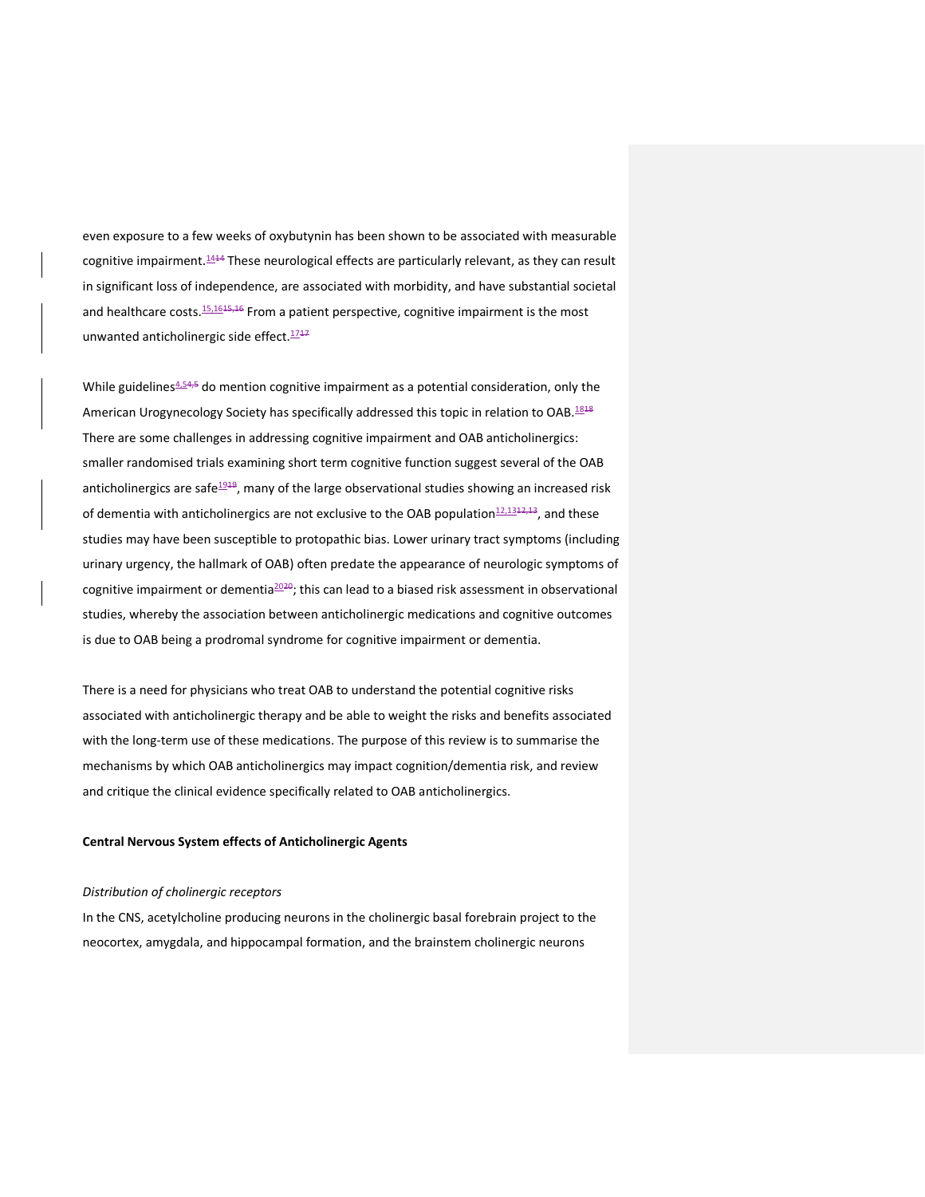even exposure to a few weeks of oxybutynin has been shown to be associated with measurable cognitive impairment.[14] These neurological effects are particularly relevant, as they can result in significant loss of independence, are associated with morbidity, and have substantial societal and healthcare costs.[15,16] From a patient perspective, cognitive impairment is the most unwanted anticholinergic side effect.[17]

While guidelines[4,5] do mention cognitive impairment as a potential consideration, only the American Urogynecology Society has specifically addressed this topic in relation to OAB.[18] There are some challenges in addressing cognitive impairment and OAB anticholinergics: smaller randomised trials examining short term cognitive function suggest several of the OAB anticholinergics are safe[19], many of the large observational studies showing an increased risk of dementia with anticholinergics are not exclusive to the OAB population[12,13], and these studies may have been susceptible to protopathic bias. Lower urinary tract symptoms (including urinary urgency, the hallmark of OAB) often predate the appearance of neurologic symptoms of cognitive impairment or dementia[20]; this can lead to a biased risk assessment in observational studies, whereby the association between anticholinergic medications and cognitive outcomes is due to OAB being a prodromal syndrome for cognitive impairment or dementia.

There is a need for physicians who treat OAB to understand the potential cognitive risks associated with anticholinergic therapy and be able to weight the risks and benefits associated with the long-term use of these medications. The purpose of this review is to summarise the mechanisms by which OAB anticholinergics may impact cognition/dementia risk, and review and critique the clinical evidence specifically related to OAB anticholinergics.

**Central Nervous System effects of Anticholinergic Agents**

*Distribution of cholinergic receptors*

In the CNS, acetylcholine producing neurons in the cholinergic basal forebrain project to the neocortex, amygdala, and hippocampal formation, and the brainstem cholinergic neurons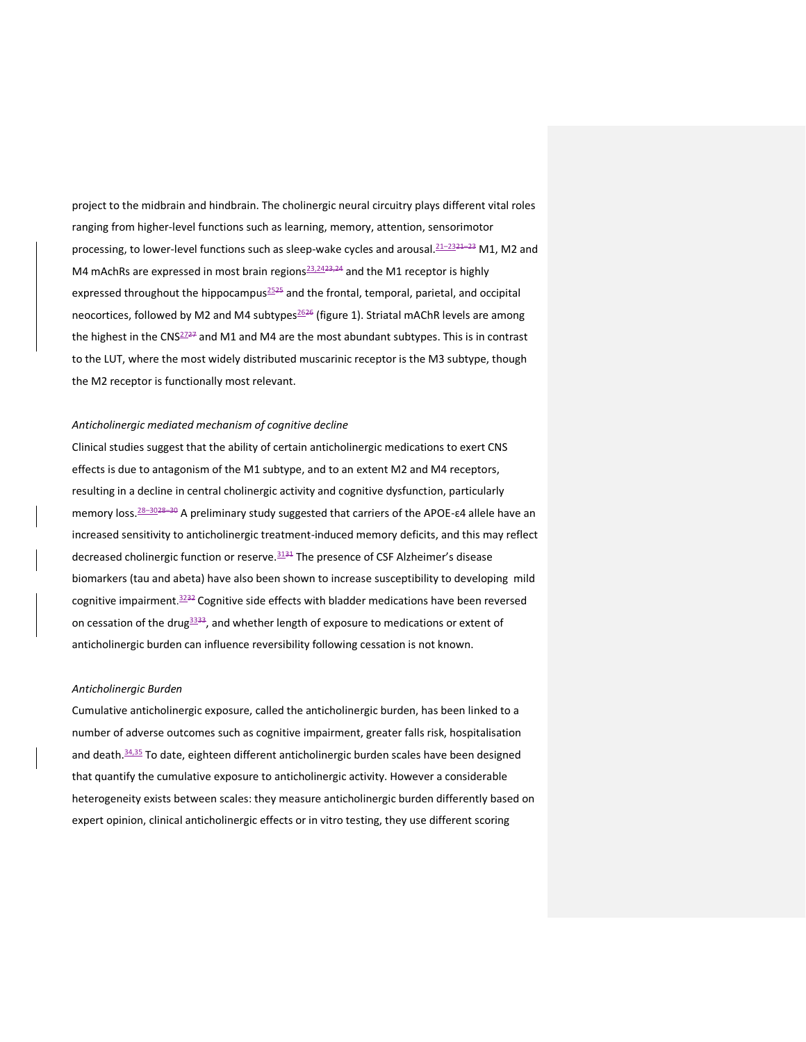project to the midbrain and hindbrain. The cholinergic neural circuitry plays different vital roles ranging from higher-level functions such as learning, memory, attention, sensorimotor processing, to lower-level functions such as sleep-wake cycles and arousal.[21–23] M1, M2 and M4 mAchRs are expressed in most brain regions[23,24] and the M1 receptor is highly expressed throughout the hippocampus[25] and the frontal, temporal, parietal, and occipital neocortices, followed by M2 and M4 subtypes[26] (figure 1). Striatal mAChR levels are among the highest in the CNS[27] and M1 and M4 are the most abundant subtypes. This is in contrast to the LUT, where the most widely distributed muscarinic receptor is the M3 subtype, though the M2 receptor is functionally most relevant.

*Anticholinergic mediated mechanism of cognitive decline*

Clinical studies suggest that the ability of certain anticholinergic medications to exert CNS effects is due to antagonism of the M1 subtype, and to an extent M2 and M4 receptors, resulting in a decline in central cholinergic activity and cognitive dysfunction, particularly memory loss.[28–30] A preliminary study suggested that carriers of the APOE-ε4 allele have an increased sensitivity to anticholinergic treatment-induced memory deficits, and this may reflect decreased cholinergic function or reserve.[31] The presence of CSF Alzheimer's disease biomarkers (tau and abeta) have also been shown to increase susceptibility to developing mild cognitive impairment.[32] Cognitive side effects with bladder medications have been reversed on cessation of the drug[33], and whether length of exposure to medications or extent of anticholinergic burden can influence reversibility following cessation is not known.

*Anticholinergic Burden*

Cumulative anticholinergic exposure, called the anticholinergic burden, has been linked to a number of adverse outcomes such as cognitive impairment, greater falls risk, hospitalisation and death.[34,35] To date, eighteen different anticholinergic burden scales have been designed that quantify the cumulative exposure to anticholinergic activity. However a considerable heterogeneity exists between scales: they measure anticholinergic burden differently based on expert opinion, clinical anticholinergic effects or in vitro testing, they use different scoring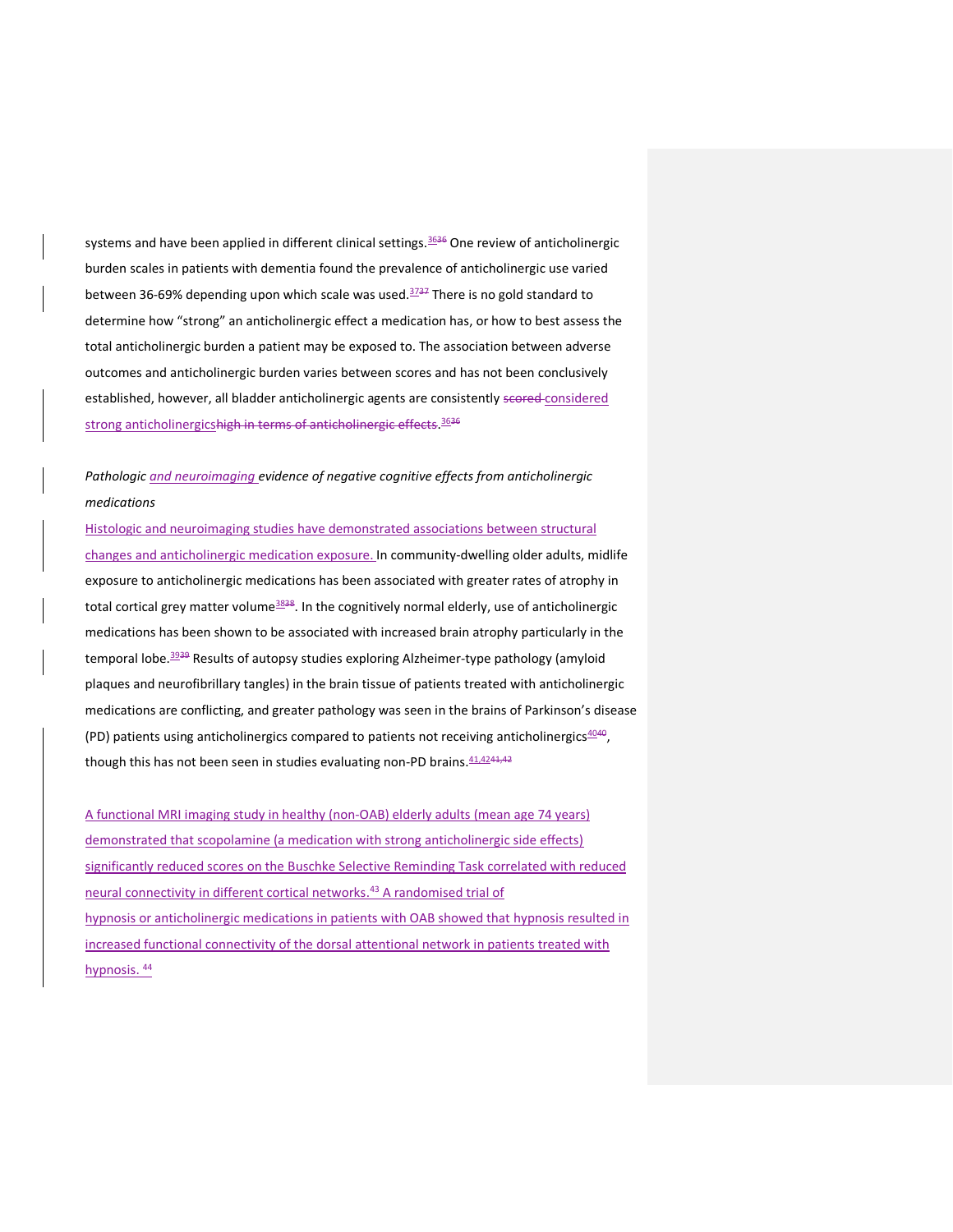systems and have been applied in different clinical settings.[36] One review of anticholinergic burden scales in patients with dementia found the prevalence of anticholinergic use varied between 36-69% depending upon which scale was used.[37] There is no gold standard to determine how "strong" an anticholinergic effect a medication has, or how to best assess the total anticholinergic burden a patient may be exposed to. The association between adverse outcomes and anticholinergic burden varies between scores and has not been conclusively established, however, all bladder anticholinergic agents are consistently considered strong anticholinergics.[36]

*Pathologic and neuroimaging evidence of negative cognitive effects from anticholinergic medications*

Histologic and neuroimaging studies have demonstrated associations between structural changes and anticholinergic medication exposure. In community-dwelling older adults, midlife exposure to anticholinergic medications has been associated with greater rates of atrophy in total cortical grey matter volume[38]. In the cognitively normal elderly, use of anticholinergic medications has been shown to be associated with increased brain atrophy particularly in the temporal lobe.[39] Results of autopsy studies exploring Alzheimer-type pathology (amyloid plaques and neurofibrillary tangles) in the brain tissue of patients treated with anticholinergic medications are conflicting, and greater pathology was seen in the brains of Parkinson's disease (PD) patients using anticholinergics compared to patients not receiving anticholinergics[40], though this has not been seen in studies evaluating non-PD brains.[41,42]

A functional MRI imaging study in healthy (non-OAB) elderly adults (mean age 74 years) demonstrated that scopolamine (a medication with strong anticholinergic side effects) significantly reduced scores on the Buschke Selective Reminding Task correlated with reduced neural connectivity in different cortical networks.[43] A randomised trial of hypnosis or anticholinergic medications in patients with OAB showed that hypnosis resulted in increased functional connectivity of the dorsal attentional network in patients treated with hypnosis.[44]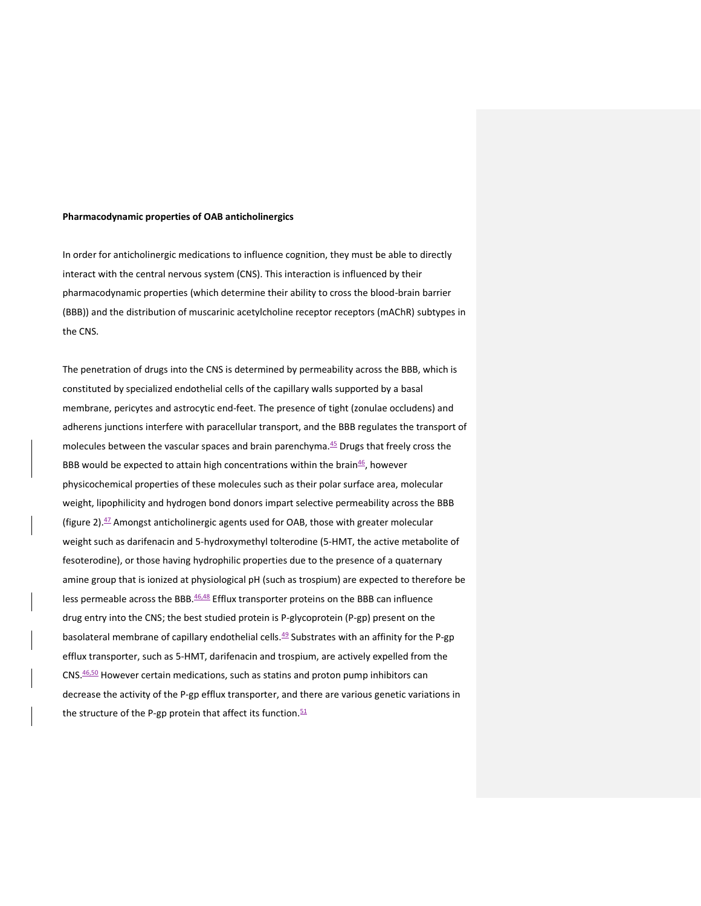**Pharmacodynamic properties of OAB anticholinergics**

In order for anticholinergic medications to influence cognition, they must be able to directly interact with the central nervous system (CNS). This interaction is influenced by their pharmacodynamic properties (which determine their ability to cross the blood-brain barrier (BBB)) and the distribution of muscarinic acetylcholine receptor receptors (mAChR) subtypes in the CNS.

The penetration of drugs into the CNS is determined by permeability across the BBB, which is constituted by specialized endothelial cells of the capillary walls supported by a basal membrane, pericytes and astrocytic end-feet. The presence of tight (zonulae occludens) and adherens junctions interfere with paracellular transport, and the BBB regulates the transport of molecules between the vascular spaces and brain parenchyma.[45] Drugs that freely cross the BBB would be expected to attain high concentrations within the brain[46], however physicochemical properties of these molecules such as their polar surface area, molecular weight, lipophilicity and hydrogen bond donors impart selective permeability across the BBB (figure 2).[47] Amongst anticholinergic agents used for OAB, those with greater molecular weight such as darifenacin and 5-hydroxymethyl tolterodine (5-HMT, the active metabolite of fesoterodine), or those having hydrophilic properties due to the presence of a quaternary amine group that is ionized at physiological pH (such as trospium) are expected to therefore be less permeable across the BBB.[46,48] Efflux transporter proteins on the BBB can influence drug entry into the CNS; the best studied protein is P-glycoprotein (P-gp) present on the basolateral membrane of capillary endothelial cells.[49] Substrates with an affinity for the P-gp efflux transporter, such as 5-HMT, darifenacin and trospium, are actively expelled from the CNS.[46,50] However certain medications, such as statins and proton pump inhibitors can decrease the activity of the P-gp efflux transporter, and there are various genetic variations in the structure of the P-gp protein that affect its function.[51]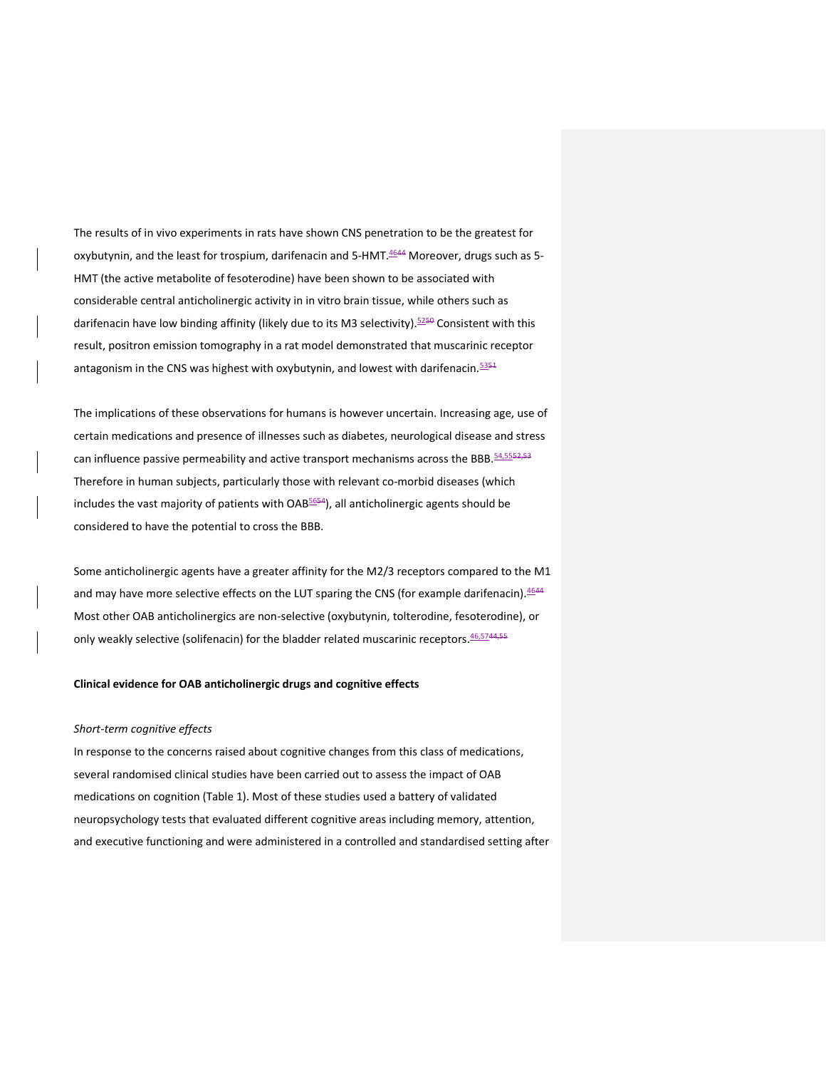The results of in vivo experiments in rats have shown CNS penetration to be the greatest for oxybutynin, and the least for trospium, darifenacin and 5-HMT.[46]~~[44]~~ Moreover, drugs such as 5-HMT (the active metabolite of fesoterodine) have been shown to be associated with considerable central anticholinergic activity in in vitro brain tissue, while others such as darifenacin have low binding affinity (likely due to its M3 selectivity).[52]~~[50]~~ Consistent with this result, positron emission tomography in a rat model demonstrated that muscarinic receptor antagonism in the CNS was highest with oxybutynin, and lowest with darifenacin.[53]~~[51]~~

The implications of these observations for humans is however uncertain. Increasing age, use of certain medications and presence of illnesses such as diabetes, neurological disease and stress can influence passive permeability and active transport mechanisms across the BBB.[54,55]~~[52,53]~~ Therefore in human subjects, particularly those with relevant co-morbid diseases (which includes the vast majority of patients with OAB[56]~~[54]~~), all anticholinergic agents should be considered to have the potential to cross the BBB.

Some anticholinergic agents have a greater affinity for the M2/3 receptors compared to the M1 and may have more selective effects on the LUT sparing the CNS (for example darifenacin).[46]~~[44]~~ Most other OAB anticholinergics are non-selective (oxybutynin, tolterodine, fesoterodine), or only weakly selective (solifenacin) for the bladder related muscarinic receptors.[46,57]~~[44,55]~~

**Clinical evidence for OAB anticholinergic drugs and cognitive effects**

*Short-term cognitive effects*

In response to the concerns raised about cognitive changes from this class of medications, several randomised clinical studies have been carried out to assess the impact of OAB medications on cognition (Table 1). Most of these studies used a battery of validated neuropsychology tests that evaluated different cognitive areas including memory, attention, and executive functioning and were administered in a controlled and standardised setting after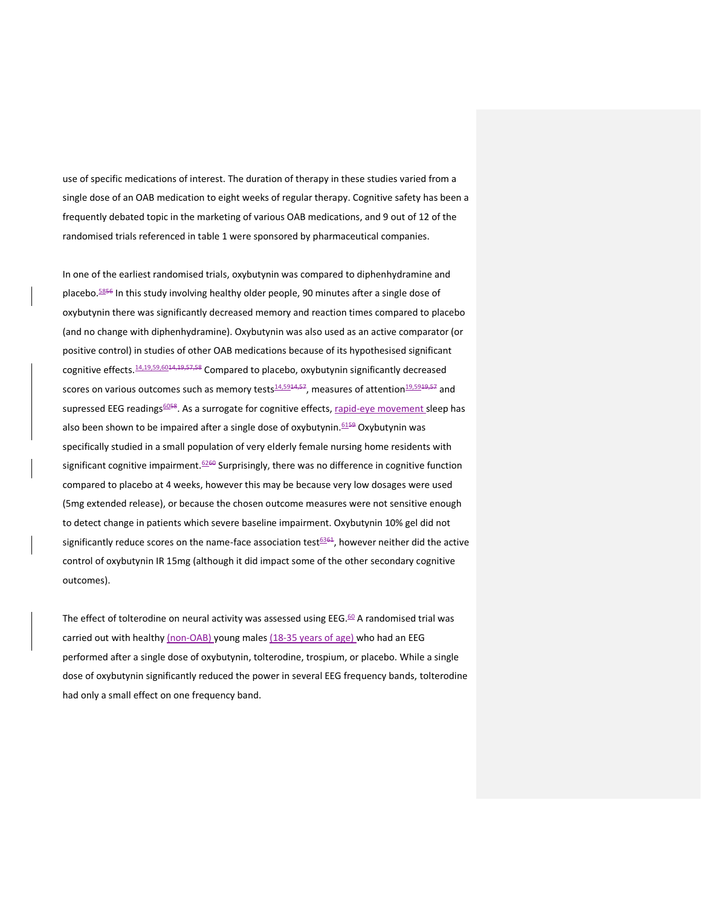use of specific medications of interest. The duration of therapy in these studies varied from a single dose of an OAB medication to eight weeks of regular therapy. Cognitive safety has been a frequently debated topic in the marketing of various OAB medications, and 9 out of 12 of the randomised trials referenced in table 1 were sponsored by pharmaceutical companies.

In one of the earliest randomised trials, oxybutynin was compared to diphenhydramine and placebo.[58] In this study involving healthy older people, 90 minutes after a single dose of oxybutynin there was significantly decreased memory and reaction times compared to placebo (and no change with diphenhydramine). Oxybutynin was also used as an active comparator (or positive control) in studies of other OAB medications because of its hypothesised significant cognitive effects.[14,19,59,60] Compared to placebo, oxybutynin significantly decreased scores on various outcomes such as memory tests[14,59], measures of attention[19,59] and supressed EEG readings[60]. As a surrogate for cognitive effects, rapid-eye movement sleep has also been shown to be impaired after a single dose of oxybutynin.[61] Oxybutynin was specifically studied in a small population of very elderly female nursing home residents with significant cognitive impairment.[62] Surprisingly, there was no difference in cognitive function compared to placebo at 4 weeks, however this may be because very low dosages were used (5mg extended release), or because the chosen outcome measures were not sensitive enough to detect change in patients which severe baseline impairment. Oxybutynin 10% gel did not significantly reduce scores on the name-face association test[63], however neither did the active control of oxybutynin IR 15mg (although it did impact some of the other secondary cognitive outcomes).

The effect of tolterodine on neural activity was assessed using EEG.[60] A randomised trial was carried out with healthy (non-OAB) young males (18-35 years of age) who had an EEG performed after a single dose of oxybutynin, tolterodine, trospium, or placebo. While a single dose of oxybutynin significantly reduced the power in several EEG frequency bands, tolterodine had only a small effect on one frequency band.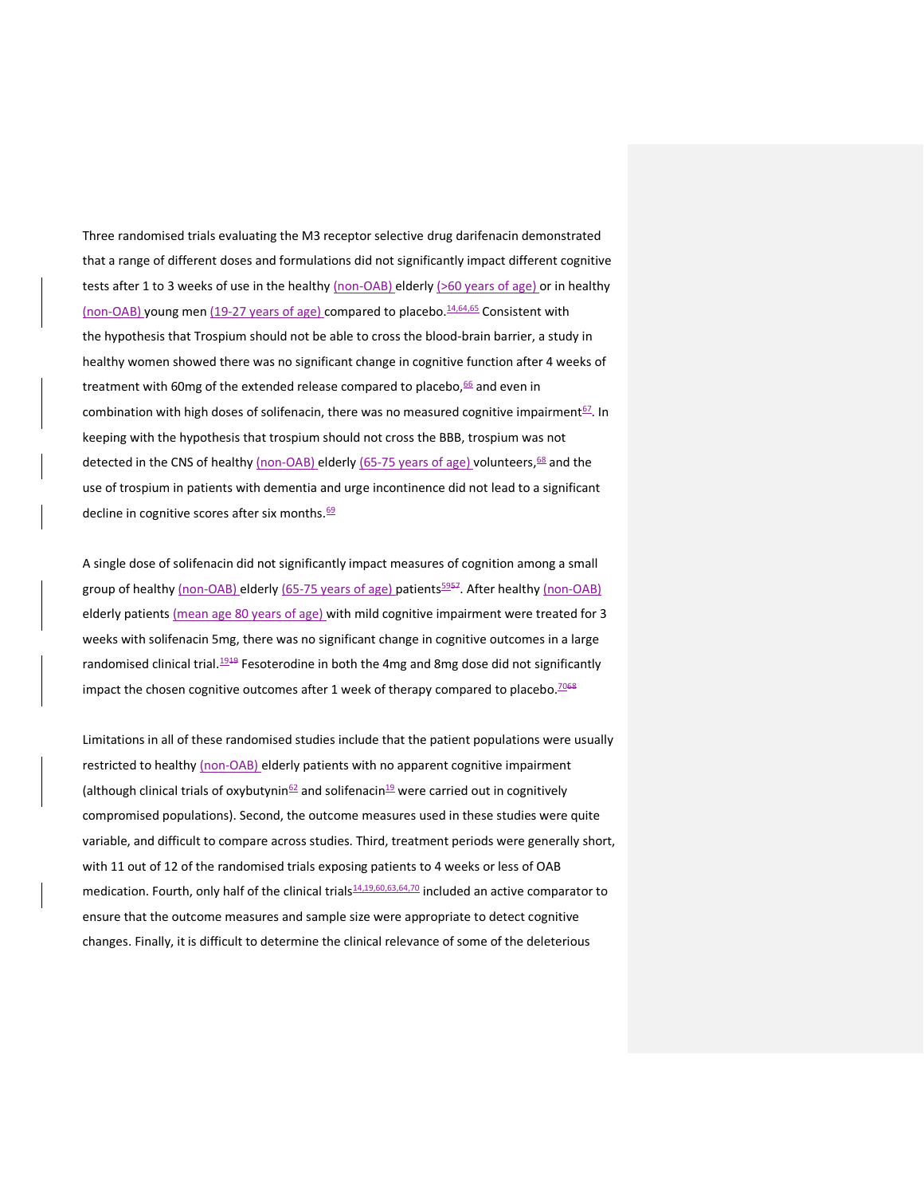Three randomised trials evaluating the M3 receptor selective drug darifenacin demonstrated that a range of different doses and formulations did not significantly impact different cognitive tests after 1 to 3 weeks of use in the healthy (non-OAB) elderly (>60 years of age) or in healthy (non-OAB) young men (19-27 years of age) compared to placebo.[14,64,65] Consistent with the hypothesis that Trospium should not be able to cross the blood-brain barrier, a study in healthy women showed there was no significant change in cognitive function after 4 weeks of treatment with 60mg of the extended release compared to placebo,[66] and even in combination with high doses of solifenacin, there was no measured cognitive impairment[67]. In keeping with the hypothesis that trospium should not cross the BBB, trospium was not detected in the CNS of healthy (non-OAB) elderly (65-75 years of age) volunteers,[68] and the use of trospium in patients with dementia and urge incontinence did not lead to a significant decline in cognitive scores after six months.[69]

A single dose of solifenacin did not significantly impact measures of cognition among a small group of healthy (non-OAB) elderly (65-75 years of age) patients[5957]. After healthy (non-OAB) elderly patients (mean age 80 years of age) with mild cognitive impairment were treated for 3 weeks with solifenacin 5mg, there was no significant change in cognitive outcomes in a large randomised clinical trial.[1918] Fesoterodine in both the 4mg and 8mg dose did not significantly impact the chosen cognitive outcomes after 1 week of therapy compared to placebo.[7068]

Limitations in all of these randomised studies include that the patient populations were usually restricted to healthy (non-OAB) elderly patients with no apparent cognitive impairment (although clinical trials of oxybutynin[62] and solifenacin[19] were carried out in cognitively compromised populations). Second, the outcome measures used in these studies were quite variable, and difficult to compare across studies. Third, treatment periods were generally short, with 11 out of 12 of the randomised trials exposing patients to 4 weeks or less of OAB medication. Fourth, only half of the clinical trials[14,19,60,63,64,70] included an active comparator to ensure that the outcome measures and sample size were appropriate to detect cognitive changes. Finally, it is difficult to determine the clinical relevance of some of the deleterious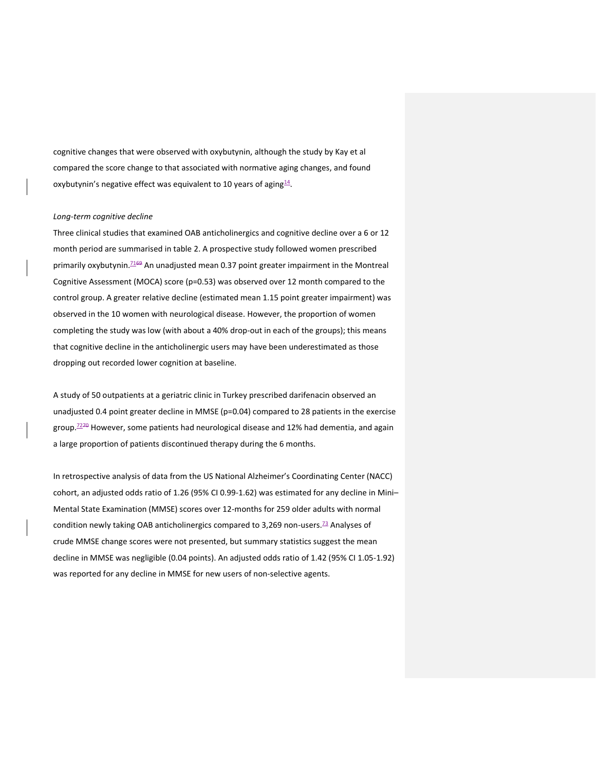cognitive changes that were observed with oxybutynin, although the study by Kay et al compared the score change to that associated with normative aging changes, and found oxybutynin's negative effect was equivalent to 10 years of aging[14].

*Long-term cognitive decline*

Three clinical studies that examined OAB anticholinergics and cognitive decline over a 6 or 12 month period are summarised in table 2. A prospective study followed women prescribed primarily oxybutynin.[7169] An unadjusted mean 0.37 point greater impairment in the Montreal Cognitive Assessment (MOCA) score (p=0.53) was observed over 12 month compared to the control group. A greater relative decline (estimated mean 1.15 point greater impairment) was observed in the 10 women with neurological disease. However, the proportion of women completing the study was low (with about a 40% drop-out in each of the groups); this means that cognitive decline in the anticholinergic users may have been underestimated as those dropping out recorded lower cognition at baseline.

A study of 50 outpatients at a geriatric clinic in Turkey prescribed darifenacin observed an unadjusted 0.4 point greater decline in MMSE (p=0.04) compared to 28 patients in the exercise group.[7270] However, some patients had neurological disease and 12% had dementia, and again a large proportion of patients discontinued therapy during the 6 months.

In retrospective analysis of data from the US National Alzheimer's Coordinating Center (NACC) cohort, an adjusted odds ratio of 1.26 (95% CI 0.99-1.62) was estimated for any decline in Mini–Mental State Examination (MMSE) scores over 12-months for 259 older adults with normal condition newly taking OAB anticholinergics compared to 3,269 non-users.[73] Analyses of crude MMSE change scores were not presented, but summary statistics suggest the mean decline in MMSE was negligible (0.04 points). An adjusted odds ratio of 1.42 (95% CI 1.05-1.92) was reported for any decline in MMSE for new users of non-selective agents.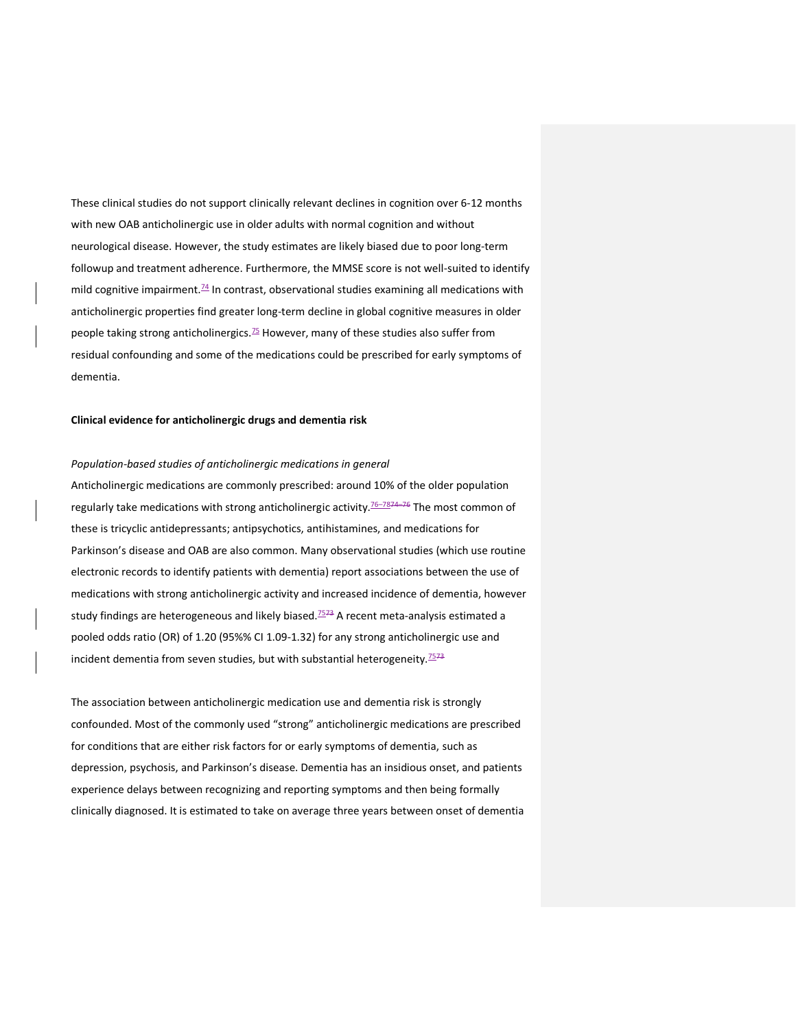These clinical studies do not support clinically relevant declines in cognition over 6-12 months with new OAB anticholinergic use in older adults with normal cognition and without neurological disease. However, the study estimates are likely biased due to poor long-term followup and treatment adherence. Furthermore, the MMSE score is not well-suited to identify mild cognitive impairment.[74] In contrast, observational studies examining all medications with anticholinergic properties find greater long-term decline in global cognitive measures in older people taking strong anticholinergics.[75] However, many of these studies also suffer from residual confounding and some of the medications could be prescribed for early symptoms of dementia.

**Clinical evidence for anticholinergic drugs and dementia risk**

*Population-based studies of anticholinergic medications in general*

Anticholinergic medications are commonly prescribed: around 10% of the older population regularly take medications with strong anticholinergic activity.[76–78] The most common of these is tricyclic antidepressants; antipsychotics, antihistamines, and medications for Parkinson's disease and OAB are also common. Many observational studies (which use routine electronic records to identify patients with dementia) report associations between the use of medications with strong anticholinergic activity and increased incidence of dementia, however study findings are heterogeneous and likely biased.[75] A recent meta-analysis estimated a pooled odds ratio (OR) of 1.20 (95%% CI 1.09-1.32) for any strong anticholinergic use and incident dementia from seven studies, but with substantial heterogeneity.[75]

The association between anticholinergic medication use and dementia risk is strongly confounded. Most of the commonly used "strong" anticholinergic medications are prescribed for conditions that are either risk factors for or early symptoms of dementia, such as depression, psychosis, and Parkinson's disease. Dementia has an insidious onset, and patients experience delays between recognizing and reporting symptoms and then being formally clinically diagnosed. It is estimated to take on average three years between onset of dementia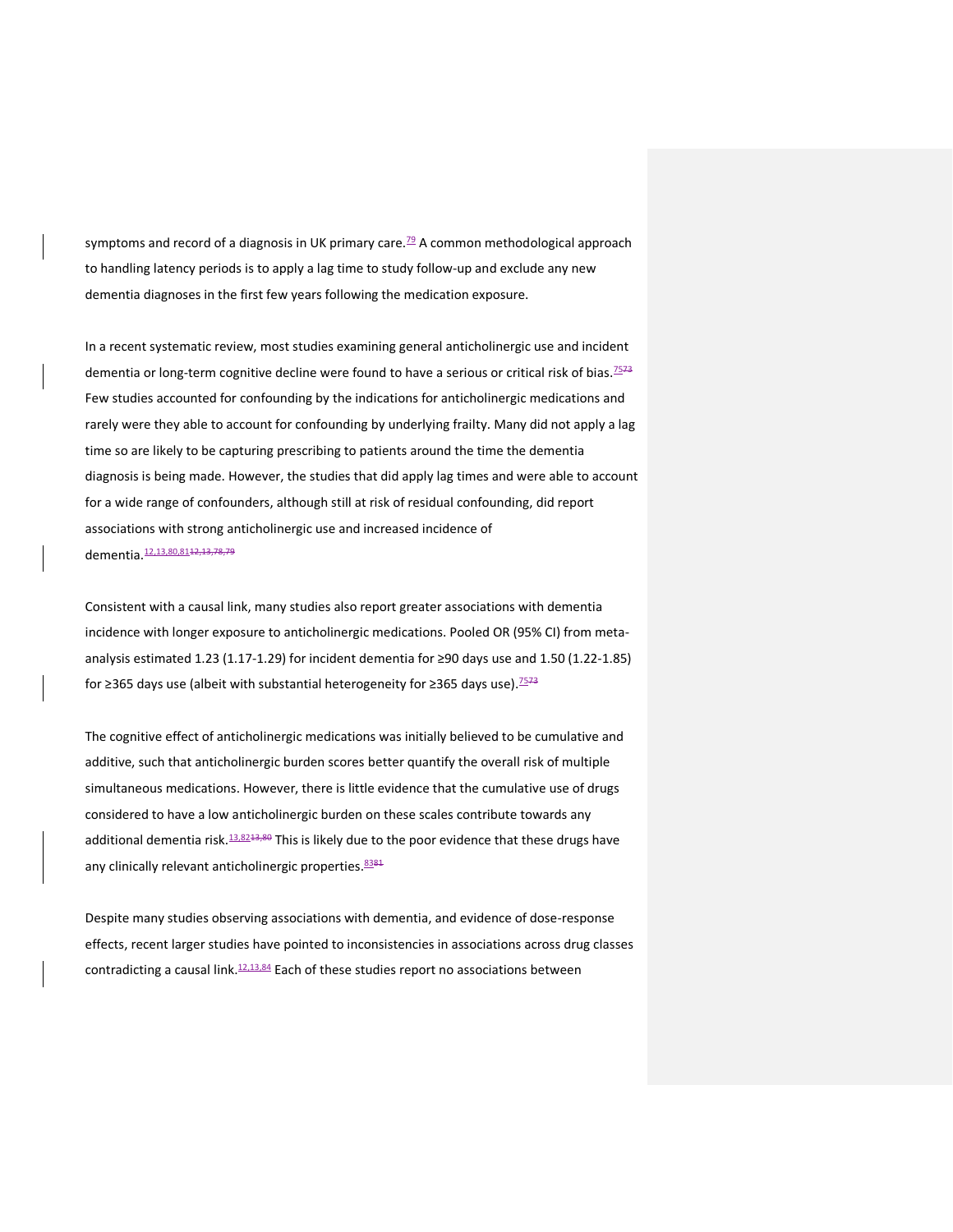symptoms and record of a diagnosis in UK primary care.[79] A common methodological approach to handling latency periods is to apply a lag time to study follow-up and exclude any new dementia diagnoses in the first few years following the medication exposure.

In a recent systematic review, most studies examining general anticholinergic use and incident dementia or long-term cognitive decline were found to have a serious or critical risk of bias.[75]~~[73]~~ Few studies accounted for confounding by the indications for anticholinergic medications and rarely were they able to account for confounding by underlying frailty. Many did not apply a lag time so are likely to be capturing prescribing to patients around the time the dementia diagnosis is being made. However, the studies that did apply lag times and were able to account for a wide range of confounders, although still at risk of residual confounding, did report associations with strong anticholinergic use and increased incidence of dementia.[12,13,80,81]~~[12,13,78,79]~~

Consistent with a causal link, many studies also report greater associations with dementia incidence with longer exposure to anticholinergic medications. Pooled OR (95% CI) from meta-analysis estimated 1.23 (1.17-1.29) for incident dementia for ≥90 days use and 1.50 (1.22-1.85) for ≥365 days use (albeit with substantial heterogeneity for ≥365 days use).[75]~~[73]~~

The cognitive effect of anticholinergic medications was initially believed to be cumulative and additive, such that anticholinergic burden scores better quantify the overall risk of multiple simultaneous medications. However, there is little evidence that the cumulative use of drugs considered to have a low anticholinergic burden on these scales contribute towards any additional dementia risk.[13,82]~~[13,80]~~ This is likely due to the poor evidence that these drugs have any clinically relevant anticholinergic properties.[83]~~[81]~~

Despite many studies observing associations with dementia, and evidence of dose-response effects, recent larger studies have pointed to inconsistencies in associations across drug classes contradicting a causal link.[12,13,84] Each of these studies report no associations between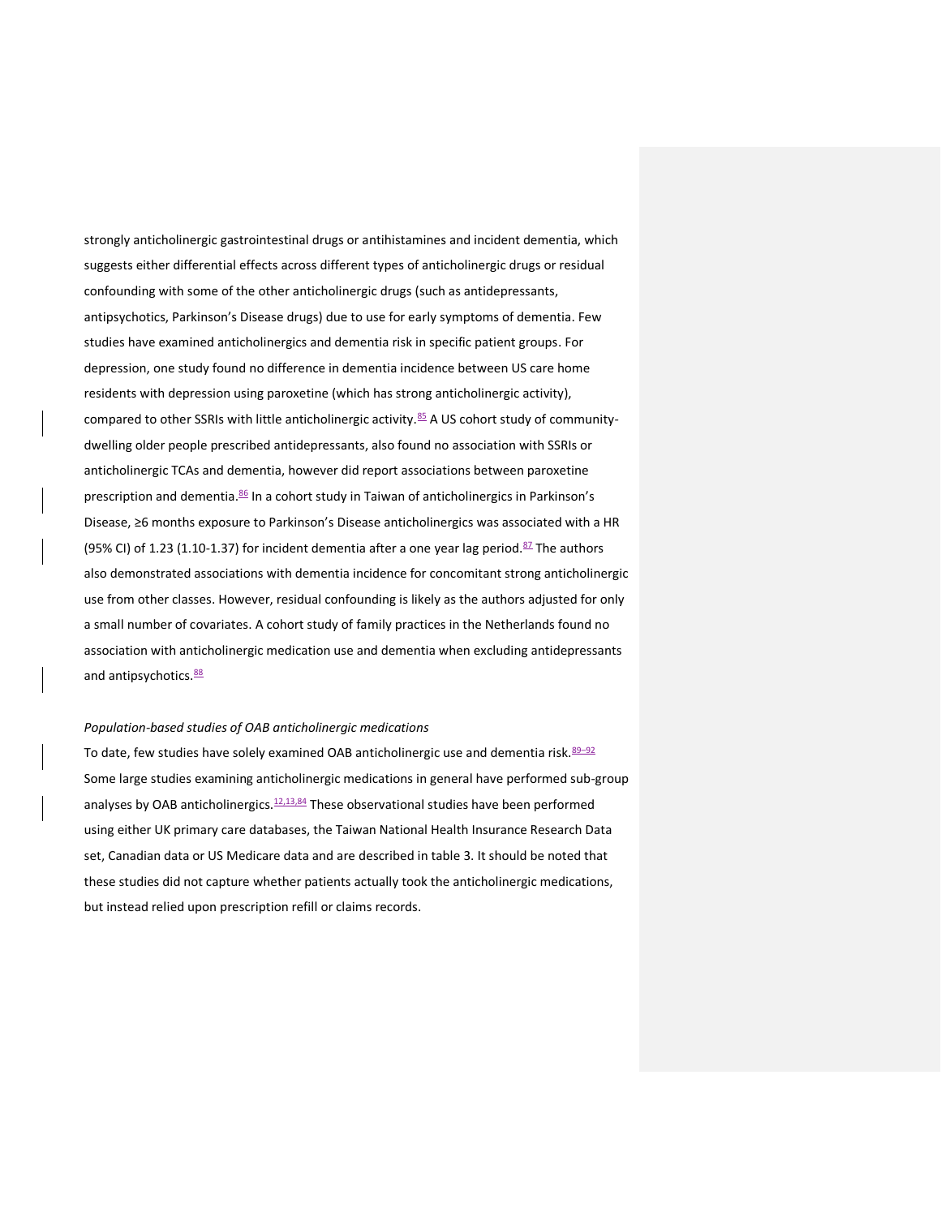strongly anticholinergic gastrointestinal drugs or antihistamines and incident dementia, which suggests either differential effects across different types of anticholinergic drugs or residual confounding with some of the other anticholinergic drugs (such as antidepressants, antipsychotics, Parkinson's Disease drugs) due to use for early symptoms of dementia. Few studies have examined anticholinergics and dementia risk in specific patient groups. For depression, one study found no difference in dementia incidence between US care home residents with depression using paroxetine (which has strong anticholinergic activity), compared to other SSRIs with little anticholinergic activity.[85] A US cohort study of community-dwelling older people prescribed antidepressants, also found no association with SSRIs or anticholinergic TCAs and dementia, however did report associations between paroxetine prescription and dementia.[86] In a cohort study in Taiwan of anticholinergics in Parkinson's Disease, ≥6 months exposure to Parkinson's Disease anticholinergics was associated with a HR (95% CI) of 1.23 (1.10-1.37) for incident dementia after a one year lag period.[87] The authors also demonstrated associations with dementia incidence for concomitant strong anticholinergic use from other classes. However, residual confounding is likely as the authors adjusted for only a small number of covariates. A cohort study of family practices in the Netherlands found no association with anticholinergic medication use and dementia when excluding antidepressants and antipsychotics.[88]

*Population-based studies of OAB anticholinergic medications*

To date, few studies have solely examined OAB anticholinergic use and dementia risk.[89–92] Some large studies examining anticholinergic medications in general have performed sub-group analyses by OAB anticholinergics.[12,13,84] These observational studies have been performed using either UK primary care databases, the Taiwan National Health Insurance Research Data set, Canadian data or US Medicare data and are described in table 3. It should be noted that these studies did not capture whether patients actually took the anticholinergic medications, but instead relied upon prescription refill or claims records.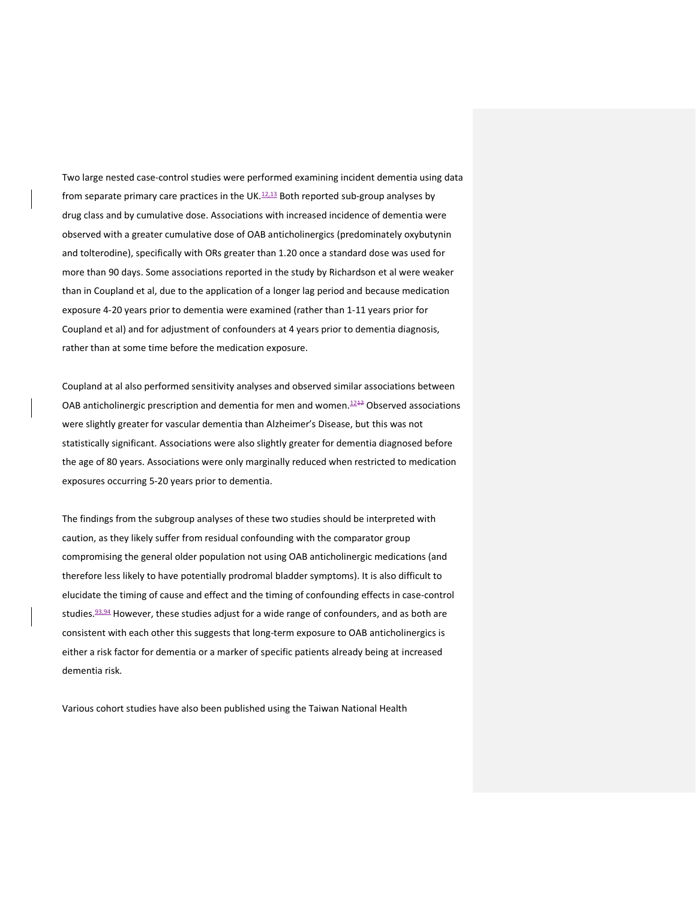Two large nested case-control studies were performed examining incident dementia using data from separate primary care practices in the UK.[12,13] Both reported sub-group analyses by drug class and by cumulative dose. Associations with increased incidence of dementia were observed with a greater cumulative dose of OAB anticholinergics (predominately oxybutynin and tolterodine), specifically with ORs greater than 1.20 once a standard dose was used for more than 90 days. Some associations reported in the study by Richardson et al were weaker than in Coupland et al, due to the application of a longer lag period and because medication exposure 4-20 years prior to dementia were examined (rather than 1-11 years prior for Coupland et al) and for adjustment of confounders at 4 years prior to dementia diagnosis, rather than at some time before the medication exposure.

Coupland at al also performed sensitivity analyses and observed similar associations between OAB anticholinergic prescription and dementia for men and women.[12] Observed associations were slightly greater for vascular dementia than Alzheimer's Disease, but this was not statistically significant. Associations were also slightly greater for dementia diagnosed before the age of 80 years. Associations were only marginally reduced when restricted to medication exposures occurring 5-20 years prior to dementia.

The findings from the subgroup analyses of these two studies should be interpreted with caution, as they likely suffer from residual confounding with the comparator group compromising the general older population not using OAB anticholinergic medications (and therefore less likely to have potentially prodromal bladder symptoms). It is also difficult to elucidate the timing of cause and effect and the timing of confounding effects in case-control studies.[93,94] However, these studies adjust for a wide range of confounders, and as both are consistent with each other this suggests that long-term exposure to OAB anticholinergics is either a risk factor for dementia or a marker of specific patients already being at increased dementia risk.

Various cohort studies have also been published using the Taiwan National Health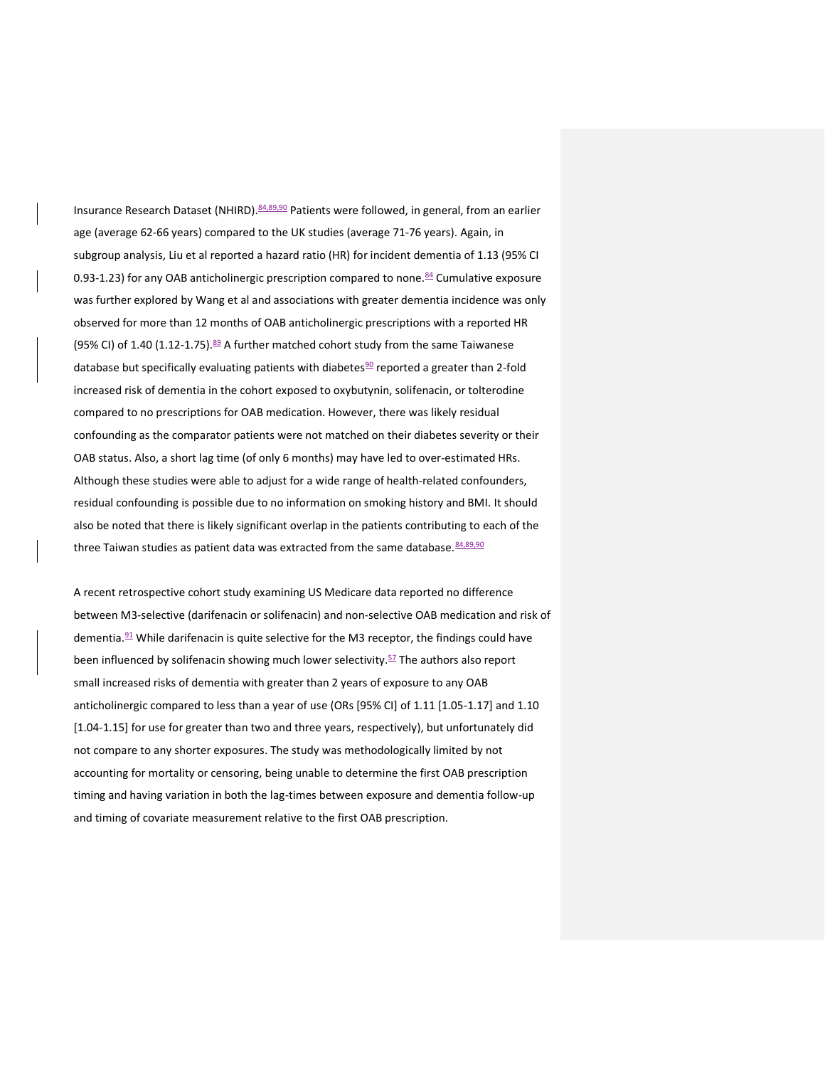Insurance Research Dataset (NHIRD).[84,89,90] Patients were followed, in general, from an earlier age (average 62-66 years) compared to the UK studies (average 71-76 years). Again, in subgroup analysis, Liu et al reported a hazard ratio (HR) for incident dementia of 1.13 (95% CI 0.93-1.23) for any OAB anticholinergic prescription compared to none.[84] Cumulative exposure was further explored by Wang et al and associations with greater dementia incidence was only observed for more than 12 months of OAB anticholinergic prescriptions with a reported HR (95% CI) of 1.40 (1.12-1.75).[89] A further matched cohort study from the same Taiwanese database but specifically evaluating patients with diabetes[90] reported a greater than 2-fold increased risk of dementia in the cohort exposed to oxybutynin, solifenacin, or tolterodine compared to no prescriptions for OAB medication. However, there was likely residual confounding as the comparator patients were not matched on their diabetes severity or their OAB status. Also, a short lag time (of only 6 months) may have led to over-estimated HRs. Although these studies were able to adjust for a wide range of health-related confounders, residual confounding is possible due to no information on smoking history and BMI. It should also be noted that there is likely significant overlap in the patients contributing to each of the three Taiwan studies as patient data was extracted from the same database.[84,89,90]

A recent retrospective cohort study examining US Medicare data reported no difference between M3-selective (darifenacin or solifenacin) and non-selective OAB medication and risk of dementia.[91] While darifenacin is quite selective for the M3 receptor, the findings could have been influenced by solifenacin showing much lower selectivity.[57] The authors also report small increased risks of dementia with greater than 2 years of exposure to any OAB anticholinergic compared to less than a year of use (ORs [95% CI] of 1.11 [1.05-1.17] and 1.10 [1.04-1.15] for use for greater than two and three years, respectively), but unfortunately did not compare to any shorter exposures. The study was methodologically limited by not accounting for mortality or censoring, being unable to determine the first OAB prescription timing and having variation in both the lag-times between exposure and dementia follow-up and timing of covariate measurement relative to the first OAB prescription.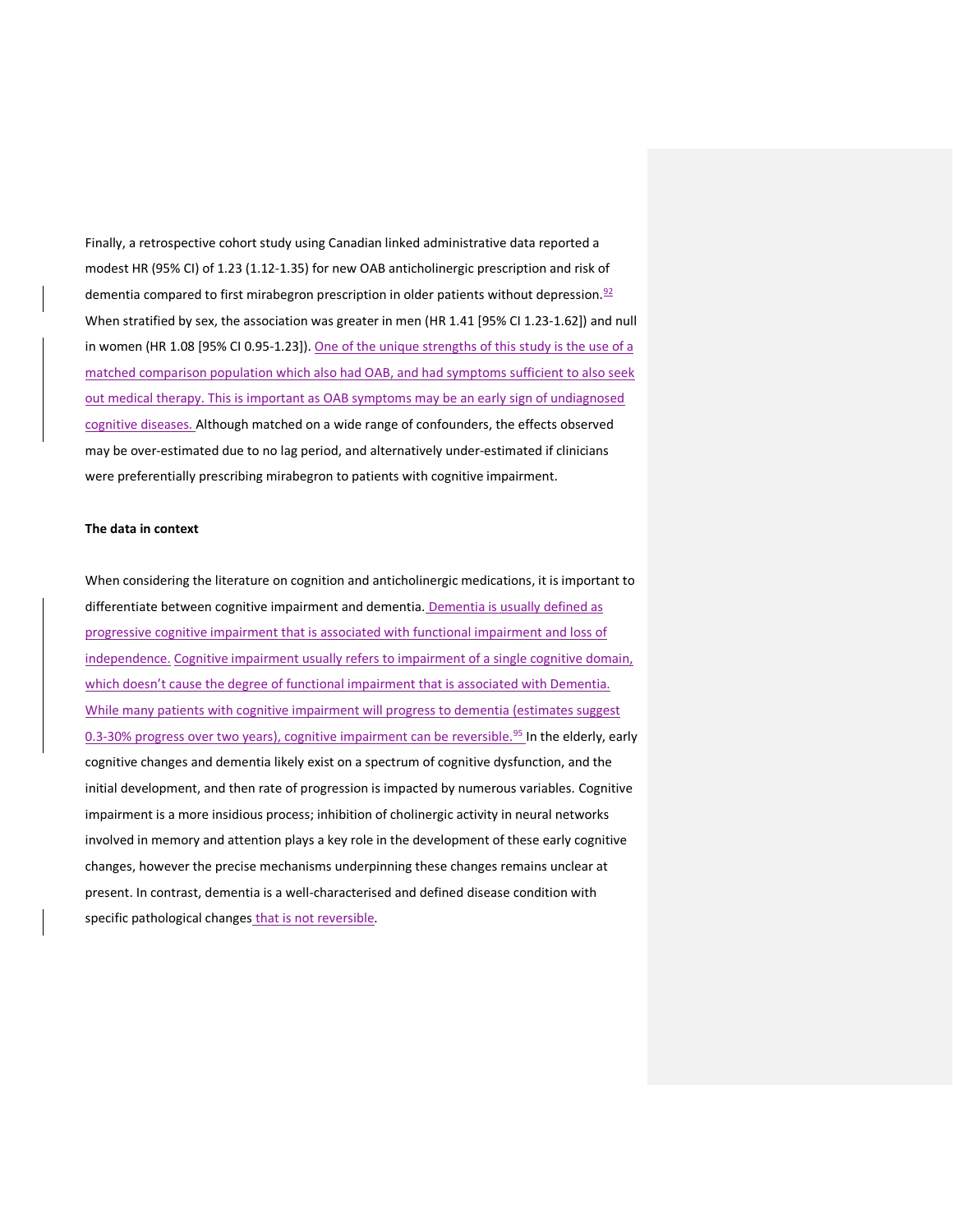Finally, a retrospective cohort study using Canadian linked administrative data reported a modest HR (95% CI) of 1.23 (1.12-1.35) for new OAB anticholinergic prescription and risk of dementia compared to first mirabegron prescription in older patients without depression.[92] When stratified by sex, the association was greater in men (HR 1.41 [95% CI 1.23-1.62]) and null in women (HR 1.08 [95% CI 0.95-1.23]). One of the unique strengths of this study is the use of a matched comparison population which also had OAB, and had symptoms sufficient to also seek out medical therapy. This is important as OAB symptoms may be an early sign of undiagnosed cognitive diseases. Although matched on a wide range of confounders, the effects observed may be over-estimated due to no lag period, and alternatively under-estimated if clinicians were preferentially prescribing mirabegron to patients with cognitive impairment.

**The data in context**

When considering the literature on cognition and anticholinergic medications, it is important to differentiate between cognitive impairment and dementia. Dementia is usually defined as progressive cognitive impairment that is associated with functional impairment and loss of independence. Cognitive impairment usually refers to impairment of a single cognitive domain, which doesn't cause the degree of functional impairment that is associated with Dementia. While many patients with cognitive impairment will progress to dementia (estimates suggest 0.3-30% progress over two years), cognitive impairment can be reversible.[95] In the elderly, early cognitive changes and dementia likely exist on a spectrum of cognitive dysfunction, and the initial development, and then rate of progression is impacted by numerous variables. Cognitive impairment is a more insidious process; inhibition of cholinergic activity in neural networks involved in memory and attention plays a key role in the development of these early cognitive changes, however the precise mechanisms underpinning these changes remains unclear at present. In contrast, dementia is a well-characterised and defined disease condition with specific pathological changes that is not reversible.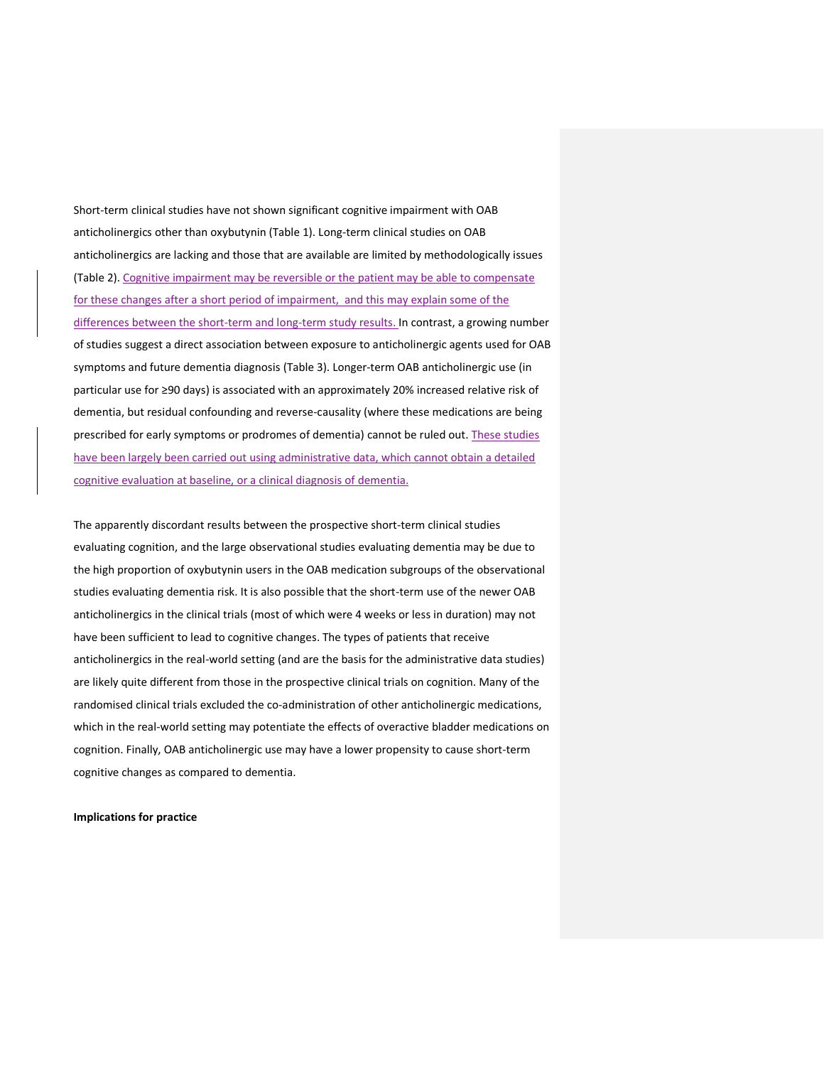Short-term clinical studies have not shown significant cognitive impairment with OAB anticholinergics other than oxybutynin (Table 1). Long-term clinical studies on OAB anticholinergics are lacking and those that are available are limited by methodologically issues (Table 2). Cognitive impairment may be reversible or the patient may be able to compensate for these changes after a short period of impairment,  and this may explain some of the differences between the short-term and long-term study results. In contrast, a growing number of studies suggest a direct association between exposure to anticholinergic agents used for OAB symptoms and future dementia diagnosis (Table 3). Longer-term OAB anticholinergic use (in particular use for ≥90 days) is associated with an approximately 20% increased relative risk of dementia, but residual confounding and reverse-causality (where these medications are being prescribed for early symptoms or prodromes of dementia) cannot be ruled out. These studies have been largely been carried out using administrative data, which cannot obtain a detailed cognitive evaluation at baseline, or a clinical diagnosis of dementia.

The apparently discordant results between the prospective short-term clinical studies evaluating cognition, and the large observational studies evaluating dementia may be due to the high proportion of oxybutynin users in the OAB medication subgroups of the observational studies evaluating dementia risk. It is also possible that the short-term use of the newer OAB anticholinergics in the clinical trials (most of which were 4 weeks or less in duration) may not have been sufficient to lead to cognitive changes. The types of patients that receive anticholinergics in the real-world setting (and are the basis for the administrative data studies) are likely quite different from those in the prospective clinical trials on cognition. Many of the randomised clinical trials excluded the co-administration of other anticholinergic medications, which in the real-world setting may potentiate the effects of overactive bladder medications on cognition. Finally, OAB anticholinergic use may have a lower propensity to cause short-term cognitive changes as compared to dementia.

**Implications for practice**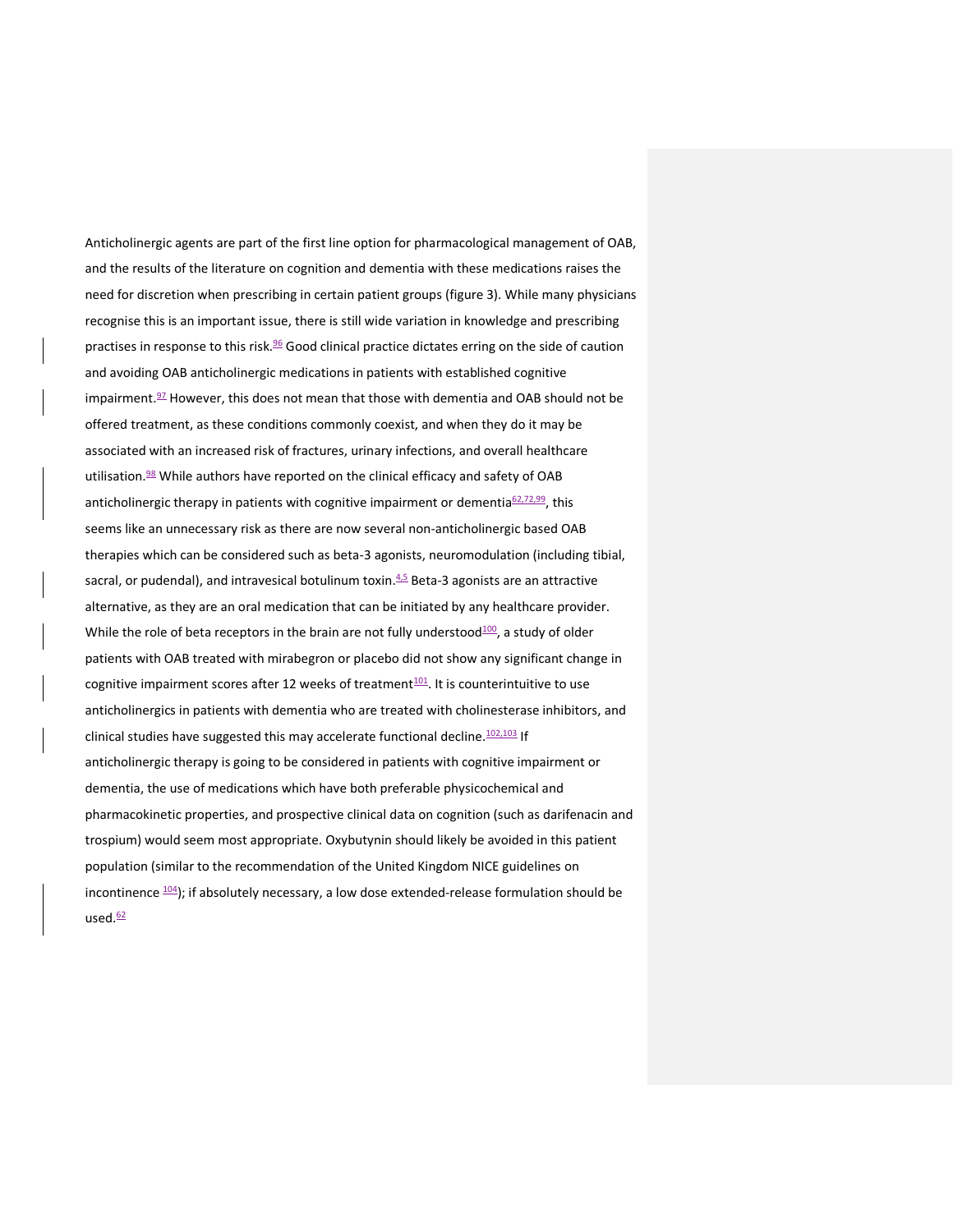Anticholinergic agents are part of the first line option for pharmacological management of OAB, and the results of the literature on cognition and dementia with these medications raises the need for discretion when prescribing in certain patient groups (figure 3). While many physicians recognise this is an important issue, there is still wide variation in knowledge and prescribing practises in response to this risk.[96] Good clinical practice dictates erring on the side of caution and avoiding OAB anticholinergic medications in patients with established cognitive impairment.[97] However, this does not mean that those with dementia and OAB should not be offered treatment, as these conditions commonly coexist, and when they do it may be associated with an increased risk of fractures, urinary infections, and overall healthcare utilisation.[98] While authors have reported on the clinical efficacy and safety of OAB anticholinergic therapy in patients with cognitive impairment or dementia[62,72,99], this seems like an unnecessary risk as there are now several non-anticholinergic based OAB therapies which can be considered such as beta-3 agonists, neuromodulation (including tibial, sacral, or pudendal), and intravesical botulinum toxin.[4,5] Beta-3 agonists are an attractive alternative, as they are an oral medication that can be initiated by any healthcare provider. While the role of beta receptors in the brain are not fully understood[100], a study of older patients with OAB treated with mirabegron or placebo did not show any significant change in cognitive impairment scores after 12 weeks of treatment[101]. It is counterintuitive to use anticholinergics in patients with dementia who are treated with cholinesterase inhibitors, and clinical studies have suggested this may accelerate functional decline.[102,103] If anticholinergic therapy is going to be considered in patients with cognitive impairment or dementia, the use of medications which have both preferable physicochemical and pharmacokinetic properties, and prospective clinical data on cognition (such as darifenacin and trospium) would seem most appropriate. Oxybutynin should likely be avoided in this patient population (similar to the recommendation of the United Kingdom NICE guidelines on incontinence [104]); if absolutely necessary, a low dose extended-release formulation should be used.[62]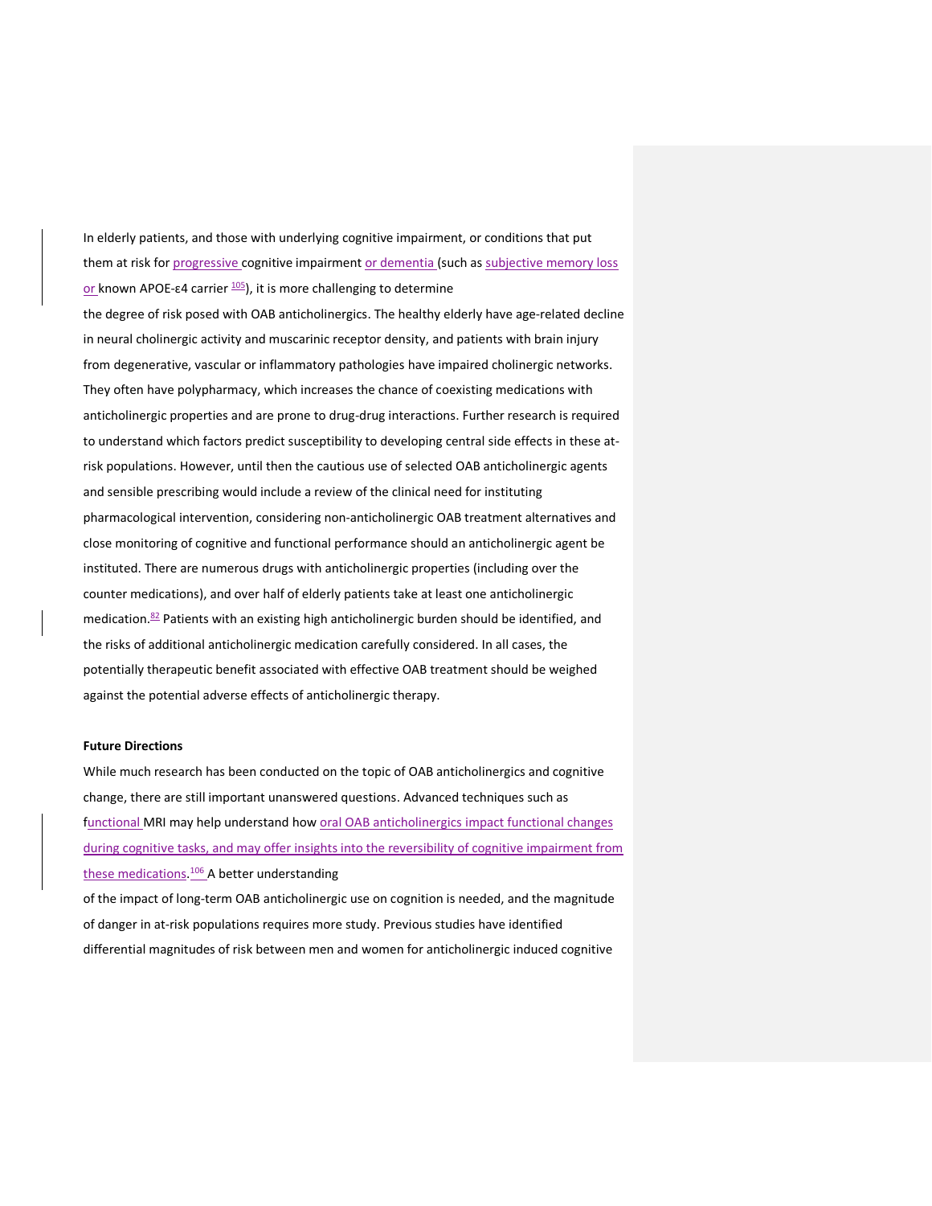In elderly patients, and those with underlying cognitive impairment, or conditions that put them at risk for progressive cognitive impairment or dementia (such as subjective memory loss or known APOE-ε4 carrier [105]), it is more challenging to determine the degree of risk posed with OAB anticholinergics. The healthy elderly have age-related decline in neural cholinergic activity and muscarinic receptor density, and patients with brain injury from degenerative, vascular or inflammatory pathologies have impaired cholinergic networks. They often have polypharmacy, which increases the chance of coexisting medications with anticholinergic properties and are prone to drug-drug interactions. Further research is required to understand which factors predict susceptibility to developing central side effects in these at-risk populations. However, until then the cautious use of selected OAB anticholinergic agents and sensible prescribing would include a review of the clinical need for instituting pharmacological intervention, considering non-anticholinergic OAB treatment alternatives and close monitoring of cognitive and functional performance should an anticholinergic agent be instituted. There are numerous drugs with anticholinergic properties (including over the counter medications), and over half of elderly patients take at least one anticholinergic medication.[82] Patients with an existing high anticholinergic burden should be identified, and the risks of additional anticholinergic medication carefully considered. In all cases, the potentially therapeutic benefit associated with effective OAB treatment should be weighed against the potential adverse effects of anticholinergic therapy.

**Future Directions**

While much research has been conducted on the topic of OAB anticholinergics and cognitive change, there are still important unanswered questions. Advanced techniques such as functional MRI may help understand how oral OAB anticholinergics impact functional changes during cognitive tasks, and may offer insights into the reversibility of cognitive impairment from these medications.[106] A better understanding of the impact of long-term OAB anticholinergic use on cognition is needed, and the magnitude of danger in at-risk populations requires more study. Previous studies have identified differential magnitudes of risk between men and women for anticholinergic induced cognitive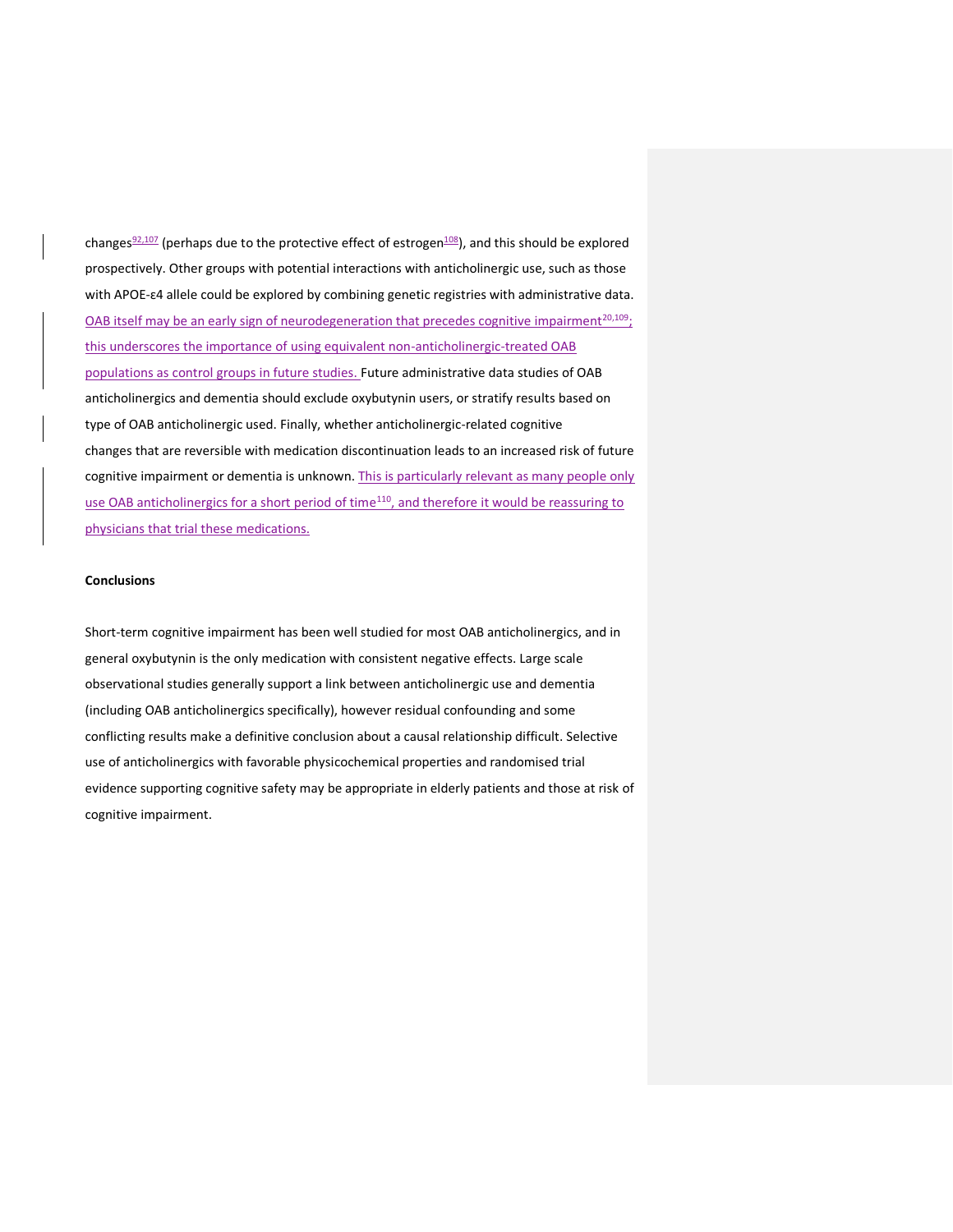changes[92,107] (perhaps due to the protective effect of estrogen[108]), and this should be explored prospectively. Other groups with potential interactions with anticholinergic use, such as those with APOE-ε4 allele could be explored by combining genetic registries with administrative data. OAB itself may be an early sign of neurodegeneration that precedes cognitive impairment[20,109]; this underscores the importance of using equivalent non-anticholinergic-treated OAB populations as control groups in future studies. Future administrative data studies of OAB anticholinergics and dementia should exclude oxybutynin users, or stratify results based on type of OAB anticholinergic used. Finally, whether anticholinergic-related cognitive changes that are reversible with medication discontinuation leads to an increased risk of future cognitive impairment or dementia is unknown. This is particularly relevant as many people only use OAB anticholinergics for a short period of time[110], and therefore it would be reassuring to physicians that trial these medications.

**Conclusions**

Short-term cognitive impairment has been well studied for most OAB anticholinergics, and in general oxybutynin is the only medication with consistent negative effects. Large scale observational studies generally support a link between anticholinergic use and dementia (including OAB anticholinergics specifically), however residual confounding and some conflicting results make a definitive conclusion about a causal relationship difficult. Selective use of anticholinergics with favorable physicochemical properties and randomised trial evidence supporting cognitive safety may be appropriate in elderly patients and those at risk of cognitive impairment.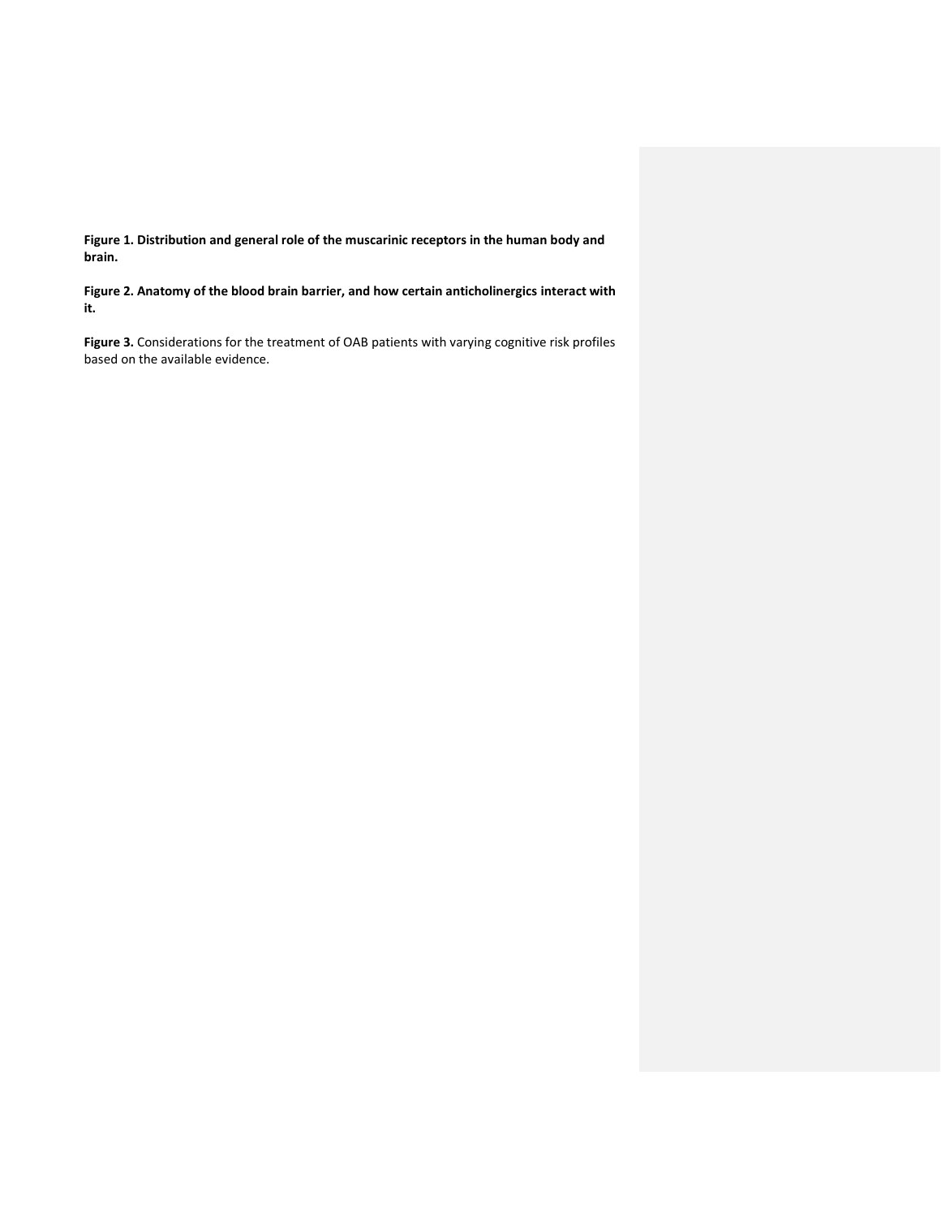**Figure 1. Distribution and general role of the muscarinic receptors in the human body and brain.**

**Figure 2. Anatomy of the blood brain barrier, and how certain anticholinergics interact with it.**

**Figure 3.** Considerations for the treatment of OAB patients with varying cognitive risk profiles based on the available evidence.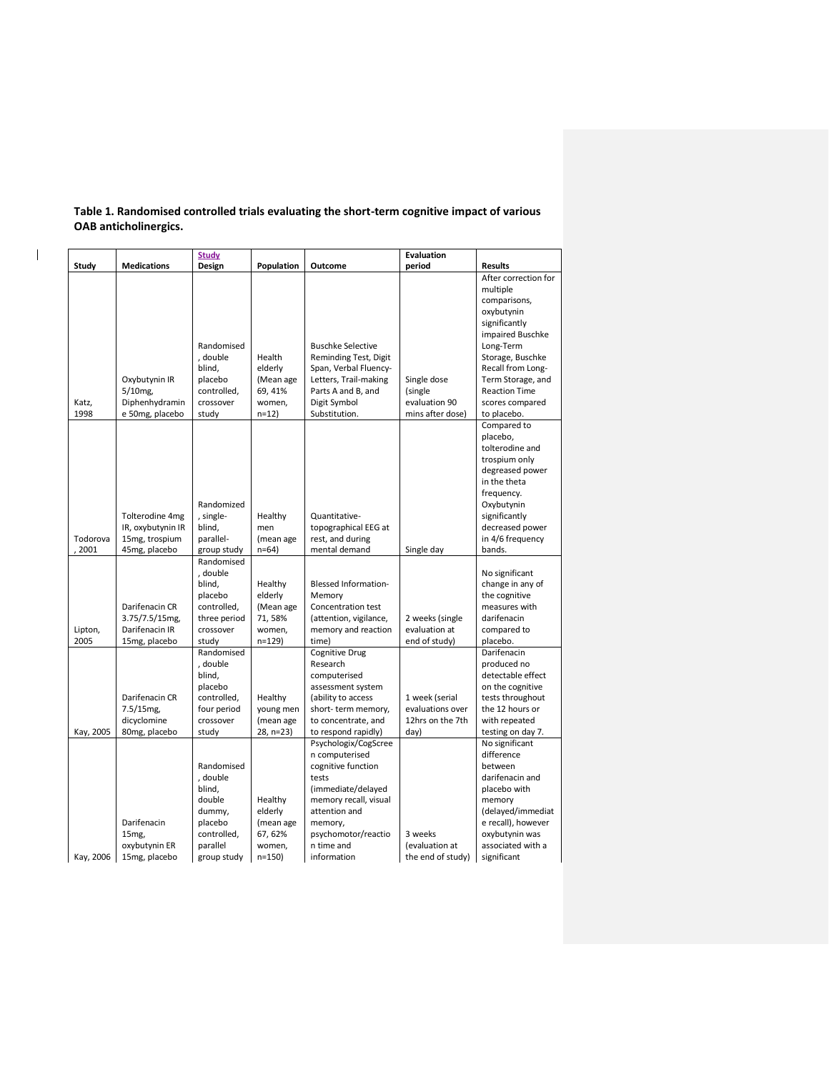**Table 1. Randomised controlled trials evaluating the short-term cognitive impact of various OAB anticholinergics.**

| Study | Medications | Study Design | Population | Outcome | Evaluation period | Results |
|---|---|---|---|---|---|---|
| Katz, 1998 | Oxybutynin IR 5/10mg, Diphenhydramine 50mg, placebo | Randomised, double blind, placebo controlled, crossover study | Health elderly (Mean age 69, 41% women, n=12) | Buschke Selective Reminding Test, Digit Span, Verbal Fluency-Letters, Trail-making Parts A and B, and Digit Symbol Substitution. | Single dose (single evaluation 90 mins after dose) | After correction for multiple comparisons, oxybutynin significantly impaired Buschke Long-Term Storage, Buschke Recall from Long-Term Storage, and Reaction Time scores compared to placebo. |
| Todorova, 2001 | Tolterodine 4mg IR, oxybutynin IR 15mg, trospium 45mg, placebo | Randomized, single-blind, parallel-group study | Healthy men (mean age n=64) | Quantitative-topographical EEG at rest, and during mental demand | Single day | Compared to placebo, tolterodine and trospium only degreased power in the theta frequency. Oxybutynin significantly decreased power in 4/6 frequency bands. |
| Lipton, 2005 | Darifenacin CR 3.75/7.5/15mg, Darifenacin IR 15mg, placebo | Randomised, double blind, placebo controlled, three period crossover study | Healthy elderly (Mean age 71, 58% women, n=129) | Blessed Information-Memory Concentration test (attention, vigilance, memory and reaction time) | 2 weeks (single evaluation at end of study) | No significant change in any of the cognitive measures with darifenacin compared to placebo. |
| Kay, 2005 | Darifenacin CR 7.5/15mg, dicyclomine 80mg, placebo | Randomised, double blind, placebo controlled, four period crossover study | Healthy young men (mean age 28, n=23) | Cognitive Drug Research computerised assessment system (ability to access short- term memory, to concentrate, and to respond rapidly) | 1 week (serial evaluations over 12hrs on the 7th day) | Darifenacin produced no detectable effect on the cognitive tests throughout the 12 hours or with repeated testing on day 7. |
| Kay, 2006 | Darifenacin 15mg, oxybutynin ER 15mg, placebo | Randomised, double blind, double dummy, placebo controlled, parallel group study | Healthy elderly (mean age 67, 62% women, n=150) | Psychologix/CogScreen computerised cognitive function tests (immediate/delayed memory recall, visual attention and memory, psychomotor/reaction time and information | 3 weeks (evaluation at the end of study) | No significant difference between darifenacin and placebo with memory (delayed/immediate recall), however oxybutynin was associated with a significant |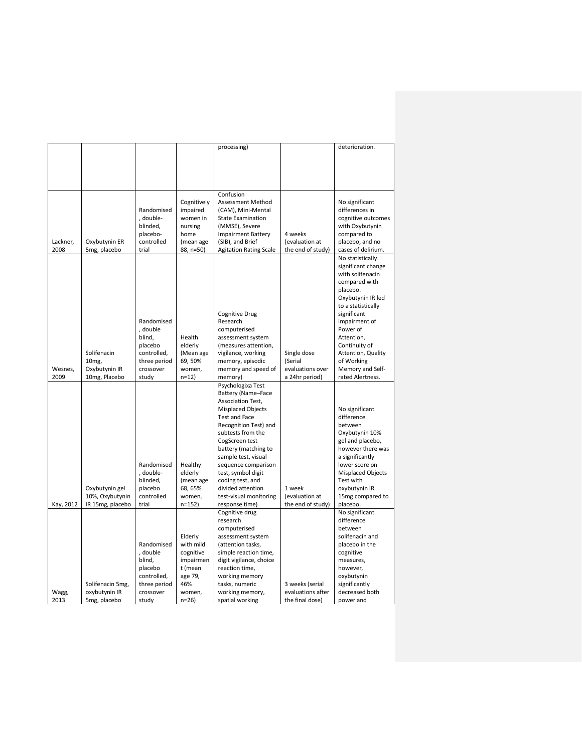| | | | | processing) | | deterioration. |
|---|---|---|---|---|---|---|
| Lackner, 2008 | Oxybutynin ER 5mg, placebo | Randomised, double-blinded, placebo-controlled trial | Cognitively impaired women in nursing home (mean age 88, n=50) | Confusion Assessment Method (CAM), Mini-Mental State Examination (MMSE), Severe Impairment Battery (SIB), and Brief Agitation Rating Scale | 4 weeks (evaluation at the end of study) | No significant differences in cognitive outcomes with Oxybutynin compared to placebo, and no cases of delirium. |
| Wesnes, 2009 | Solifenacin 10mg, Oxybutynin IR 10mg, Placebo | Randomised, double blind, placebo controlled, three period crossover study | Health elderly (Mean age 69, 50% women, n=12) | Cognitive Drug Research computerised assessment system (measures attention, vigilance, working memory, episodic memory and speed of memory) | Single dose (Serial evaluations over a 24hr period) | No statistically significant change with solifenacin compared with placebo. Oxybutynin IR led to a statistically significant impairment of Power of Attention, Continuity of Attention, Quality of Working Memory and Self-rated Alertness. |
| Kay, 2012 | Oxybutynin gel 10%, Oxybutynin IR 15mg, placebo | Randomised, double-blinded, placebo controlled trial | Healthy elderly (mean age 68, 65% women, n=152) | Psychologixa Test Battery (Name–Face Association Test, Misplaced Objects Test and Face Recognition Test) and subtests from the CogScreen test battery (matching to sample test, visual sequence comparison test, symbol digit coding test, and divided attention test-visual monitoring response time) | 1 week (evaluation at the end of study) | No significant difference between Oxybutynin 10% gel and placebo, however there was a significantly lower score on Misplaced Objects Test with oxybutynin IR 15mg compared to placebo. |
| Wagg, 2013 | Solifenacin 5mg, oxybutynin IR 5mg, placebo | Randomised, double blind, placebo controlled, three period crossover study | Elderly with mild cognitive impairment (mean age 79, 46% women, n=26) | Cognitive drug research computerised assessment system (attention tasks, simple reaction time, digit vigilance, choice reaction time, working memory tasks, numeric working memory, spatial working | 3 weeks (serial evaluations after the final dose) | No significant difference between solifenacin and placebo in the cognitive measures, however, oxybutynin significantly decreased both power and |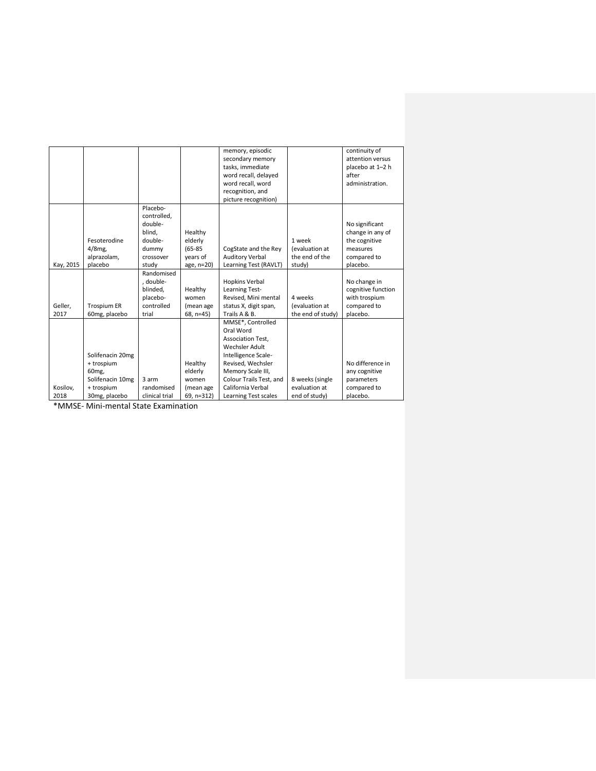| | | | | memory, episodic secondary memory tasks, immediate word recall, delayed word recall, word recognition, and picture recognition) | | continuity of attention versus placebo at 1–2 h after administration. |
|---|---|---|---|---|---|---|
| Kay, 2015 | Fesoterodine 4/8mg, alprazolam, placebo | Placebo-controlled, double-blind, double-dummy crossover study | Healthy elderly (65-85 years of age, n=20) | CogState and the Rey Auditory Verbal Learning Test (RAVLT) | 1 week (evaluation at the end of the study) | No significant change in any of the cognitive measures compared to placebo. |
| Geller, 2017 | Trospium ER 60mg, placebo | Randomised, double-blinded, placebo-controlled trial | Healthy women (mean age 68, n=45) | Hopkins Verbal Learning Test-Revised, Mini mental status X, digit span, Trails A & B. | 4 weeks (evaluation at the end of study) | No change in cognitive function with trospium compared to placebo. |
| Kosilov, 2018 | Solifenacin 20mg + trospium 60mg, Solifenacin 10mg + trospium 30mg, placebo | 3 arm randomised clinical trial | Healthy elderly women (mean age 69, n=312) | MMSE*, Controlled Oral Word Association Test, Wechsler Adult Intelligence Scale-Revised, Wechsler Memory Scale III, Colour Trails Test, and California Verbal Learning Test scales | 8 weeks (single evaluation at end of study) | No difference in any cognitive parameters compared to placebo. |

*MMSE- Mini-mental State Examination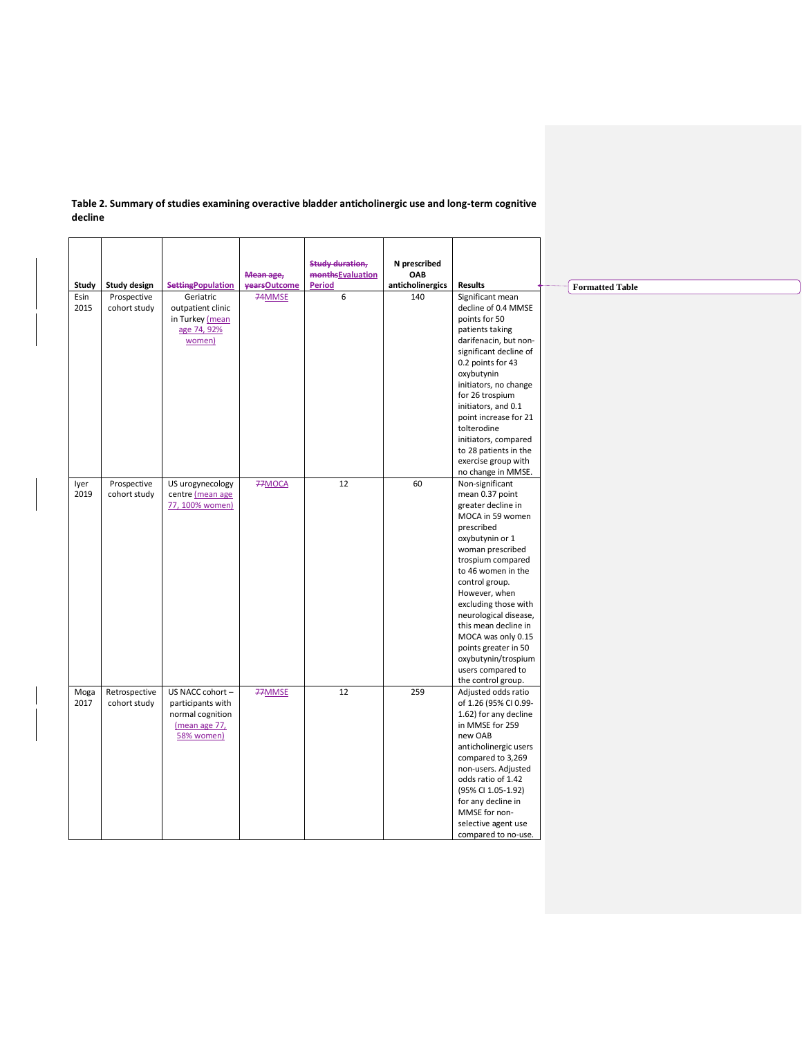**Table 2. Summary of studies examining overactive bladder anticholinergic use and long-term cognitive decline**

| Study | Study design | Population | Outcome | Evaluation Period | N prescribed OAB anticholinergics | Results |
|---|---|---|---|---|---|---|
| Esin 2015 | Prospective cohort study | Geriatric outpatient clinic in Turkey (mean age 74, 92% women) | MMSE | 6 | 140 | Significant mean decline of 0.4 MMSE points for 50 patients taking darifenacin, but non-significant decline of 0.2 points for 43 oxybutynin initiators, no change for 26 trospium initiators, and 0.1 point increase for 21 tolterodine initiators, compared to 28 patients in the exercise group with no change in MMSE. |
| Iyer 2019 | Prospective cohort study | US urogynecology centre (mean age 77, 100% women) | MOCA | 12 | 60 | Non-significant mean 0.37 point greater decline in MOCA in 59 women prescribed oxybutynin or 1 woman prescribed trospium compared to 46 women in the control group. However, when excluding those with neurological disease, this mean decline in MOCA was only 0.15 points greater in 50 oxybutynin/trospium users compared to the control group. |
| Moga 2017 | Retrospective cohort study | US NACC cohort – participants with normal cognition (mean age 77, 58% women) | MMSE | 12 | 259 | Adjusted odds ratio of 1.26 (95% CI 0.99-1.62) for any decline in MMSE for 259 new OAB anticholinergic users compared to 3,269 non-users. Adjusted odds ratio of 1.42 (95% CI 1.05-1.92) for any decline in MMSE for non-selective agent use compared to no-use. |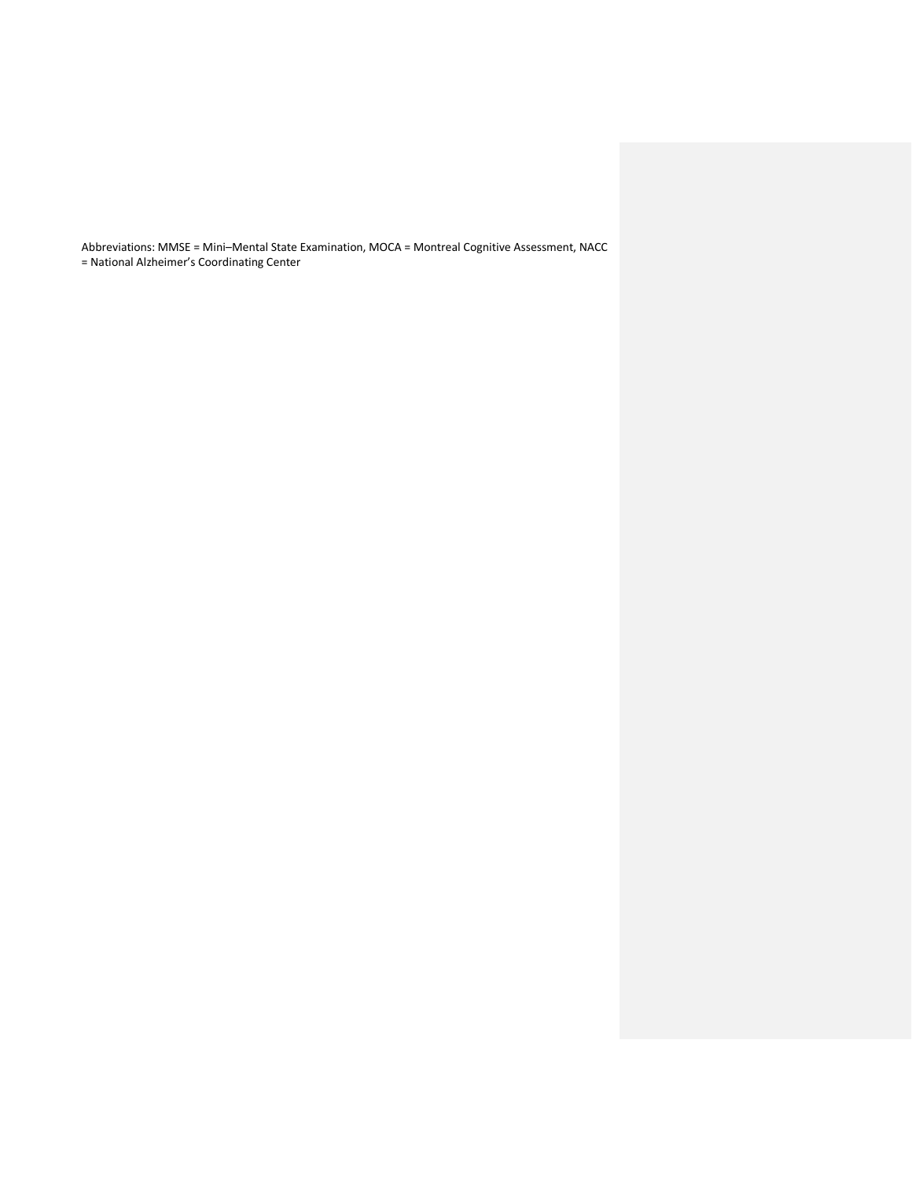Abbreviations: MMSE = Mini–Mental State Examination, MOCA = Montreal Cognitive Assessment, NACC = National Alzheimer's Coordinating Center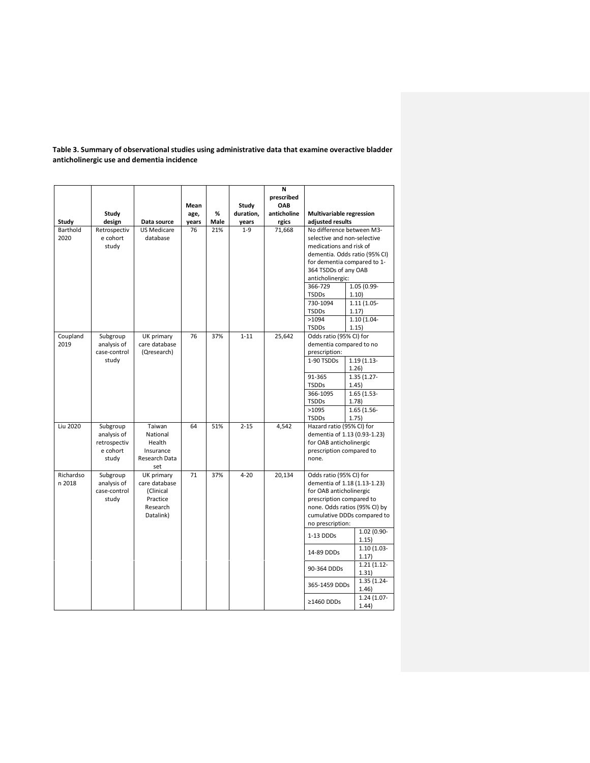**Table 3. Summary of observational studies using administrative data that examine overactive bladder anticholinergic use and dementia incidence**

| Study | Study design | Data source | Mean age, years | % Male | Study duration, years | N prescribed OAB anticholinergics | Multivariable regression adjusted results | |
|---|---|---|---|---|---|---|---|---|
| Barthold 2020 | Retrospective cohort study | US Medicare database | 76 | 21% | 1-9 | 71,668 | No difference between M3-selective and non-selective medications and risk of dementia. Odds ratio (95% CI) for dementia compared to 1-364 TSDDs of any OAB anticholinergic: | |
| | | | | | | | 366-729 TSDDs | 1.05 (0.99-1.10) |
| | | | | | | | 730-1094 TSDDs | 1.11 (1.05-1.17) |
| | | | | | | | >1094 TSDDs | 1.10 (1.04-1.15) |
| Coupland 2019 | Subgroup analysis of case-control study | UK primary care database (Qresearch) | 76 | 37% | 1-11 | 25,642 | Odds ratio (95% CI) for dementia compared to no prescription: | |
| | | | | | | | 1-90 TSDDs | 1.19 (1.13-1.26) |
| | | | | | | | 91-365 TSDDs | 1.35 (1.27-1.45) |
| | | | | | | | 366-1095 TSDDs | 1.65 (1.53-1.78) |
| | | | | | | | >1095 TSDDs | 1.65 (1.56-1.75) |
| Liu 2020 | Subgroup analysis of retrospective cohort study | Taiwan National Health Insurance Research Data set | 64 | 51% | 2-15 | 4,542 | Hazard ratio (95% CI) for dementia of 1.13 (0.93-1.23) for OAB anticholinergic prescription compared to none. | |
| Richardson 2018 | Subgroup analysis of case-control study | UK primary care database (Clinical Practice Research Datalink) | 71 | 37% | 4-20 | 20,134 | Odds ratio (95% CI) for dementia of 1.18 (1.13-1.23) for OAB anticholinergic prescription compared to none. Odds ratios (95% CI) by cumulative DDDs compared to no prescription: | |
| | | | | | | | 1-13 DDDs | 1.02 (0.90-1.15) |
| | | | | | | | 14-89 DDDs | 1.10 (1.03-1.17) |
| | | | | | | | 90-364 DDDs | 1.21 (1.12-1.31) |
| | | | | | | | 365-1459 DDDs | 1.35 (1.24-1.46) |
| | | | | | | | ≥1460 DDDs | 1.24 (1.07-1.44) |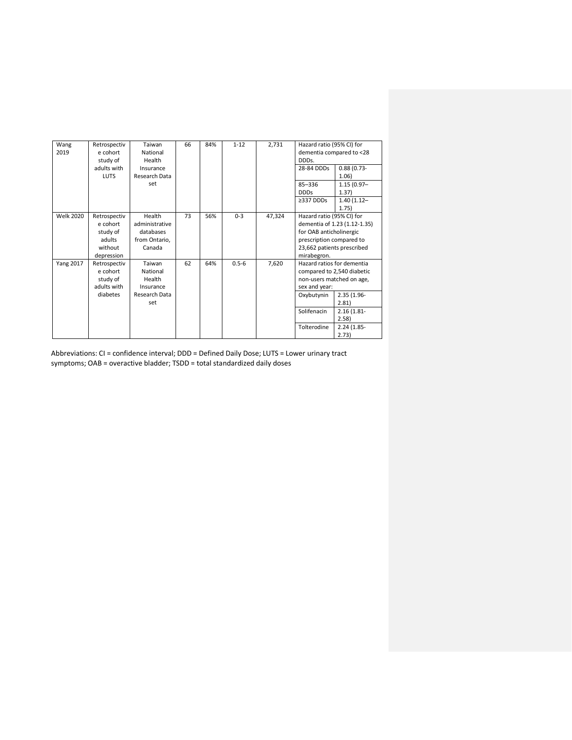| | | | | | | | | |
|---|---|---|---|---|---|---|---|---|
| Wang 2019 | Retrospective cohort study of adults with LUTS | Taiwan National Health Insurance Research Data set | 66 | 84% | 1-12 | 2,731 | Hazard ratio (95% CI) for dementia compared to <28 DDDs. | |
| | | | | | | | 28-84 DDDs | 0.88 (0.73-1.06) |
| | | | | | | | 85–336 DDDs | 1.15 (0.97–1.37) |
| | | | | | | | ≥337 DDDs | 1.40 (1.12–1.75) |
| Welk 2020 | Retrospective cohort study of adults without depression | Health administrative databases from Ontario, Canada | 73 | 56% | 0-3 | 47,324 | Hazard ratio (95% CI) for dementia of 1.23 (1.12-1.35) for OAB anticholinergic prescription compared to 23,662 patients prescribed mirabegron. | |
| Yang 2017 | Retrospective cohort study of adults with diabetes | Taiwan National Health Insurance Research Data set | 62 | 64% | 0.5-6 | 7,620 | Hazard ratios for dementia compared to 2,540 diabetic non-users matched on age, sex and year: | |
| | | | | | | | Oxybutynin | 2.35 (1.96-2.81) |
| | | | | | | | Solifenacin | 2.16 (1.81-2.58) |
| | | | | | | | Tolterodine | 2.24 (1.85-2.73) |

Abbreviations: CI = confidence interval; DDD = Defined Daily Dose; LUTS = Lower urinary tract symptoms; OAB = overactive bladder; TSDD = total standardized daily doses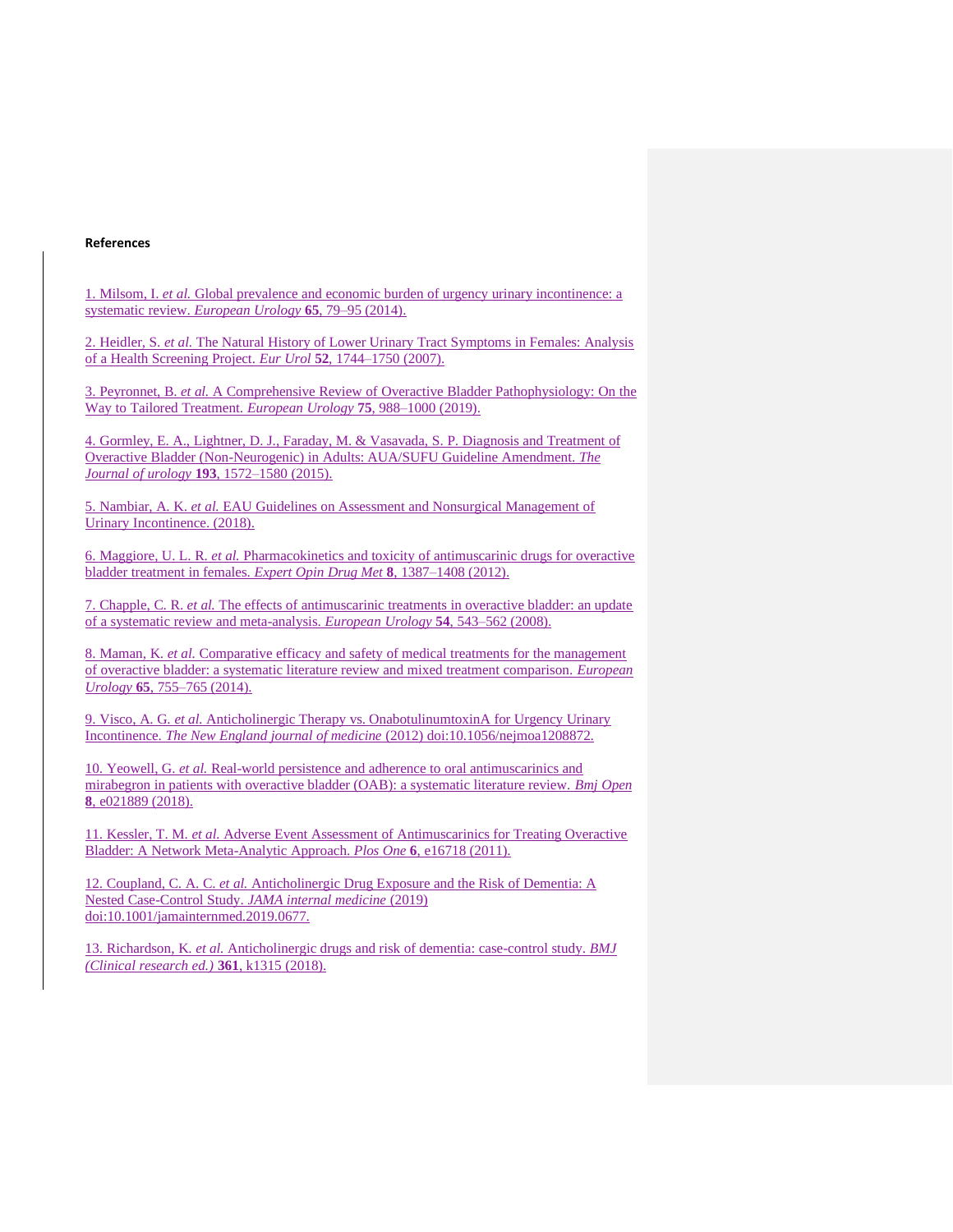**References**

1. Milsom, I. *et al.* Global prevalence and economic burden of urgency urinary incontinence: a systematic review. *European Urology* **65**, 79–95 (2014).

2. Heidler, S. *et al.* The Natural History of Lower Urinary Tract Symptoms in Females: Analysis of a Health Screening Project. *Eur Urol* **52**, 1744–1750 (2007).

3. Peyronnet, B. *et al.* A Comprehensive Review of Overactive Bladder Pathophysiology: On the Way to Tailored Treatment. *European Urology* **75**, 988–1000 (2019).

4. Gormley, E. A., Lightner, D. J., Faraday, M. & Vasavada, S. P. Diagnosis and Treatment of Overactive Bladder (Non-Neurogenic) in Adults: AUA/SUFU Guideline Amendment. *The Journal of urology* **193**, 1572–1580 (2015).

5. Nambiar, A. K. *et al.* EAU Guidelines on Assessment and Nonsurgical Management of Urinary Incontinence. (2018).

6. Maggiore, U. L. R. *et al.* Pharmacokinetics and toxicity of antimuscarinic drugs for overactive bladder treatment in females. *Expert Opin Drug Met* **8**, 1387–1408 (2012).

7. Chapple, C. R. *et al.* The effects of antimuscarinic treatments in overactive bladder: an update of a systematic review and meta-analysis. *European Urology* **54**, 543–562 (2008).

8. Maman, K. *et al.* Comparative efficacy and safety of medical treatments for the management of overactive bladder: a systematic literature review and mixed treatment comparison. *European Urology* **65**, 755–765 (2014).

9. Visco, A. G. *et al.* Anticholinergic Therapy vs. OnabotulinumtoxinA for Urgency Urinary Incontinence. *The New England journal of medicine* (2012) doi:10.1056/nejmoa1208872.

10. Yeowell, G. *et al.* Real-world persistence and adherence to oral antimuscarinics and mirabegron in patients with overactive bladder (OAB): a systematic literature review. *Bmj Open* **8**, e021889 (2018).

11. Kessler, T. M. *et al.* Adverse Event Assessment of Antimuscarinics for Treating Overactive Bladder: A Network Meta-Analytic Approach. *Plos One* **6**, e16718 (2011).

12. Coupland, C. A. C. *et al.* Anticholinergic Drug Exposure and the Risk of Dementia: A Nested Case-Control Study. *JAMA internal medicine* (2019) doi:10.1001/jamainternmed.2019.0677.

13. Richardson, K. *et al.* Anticholinergic drugs and risk of dementia: case-control study. *BMJ (Clinical research ed.)* **361**, k1315 (2018).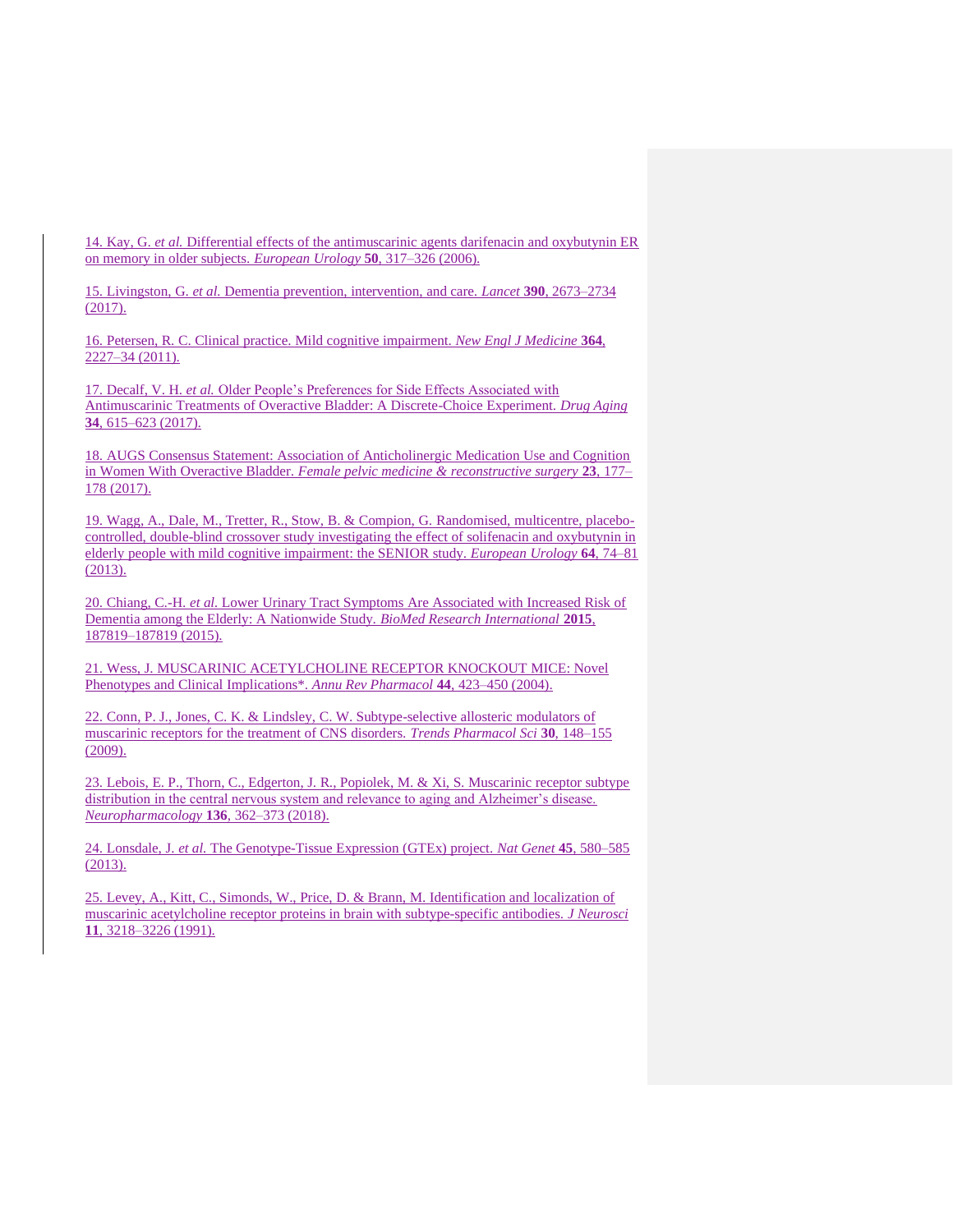14. Kay, G. *et al.* Differential effects of the antimuscarinic agents darifenacin and oxybutynin ER on memory in older subjects. *European Urology* **50**, 317–326 (2006).

15. Livingston, G. *et al.* Dementia prevention, intervention, and care. *Lancet* **390**, 2673–2734 (2017).

16. Petersen, R. C. Clinical practice. Mild cognitive impairment. *New Engl J Medicine* **364**, 2227–34 (2011).

17. Decalf, V. H. *et al.* Older People's Preferences for Side Effects Associated with Antimuscarinic Treatments of Overactive Bladder: A Discrete-Choice Experiment. *Drug Aging* **34**, 615–623 (2017).

18. AUGS Consensus Statement: Association of Anticholinergic Medication Use and Cognition in Women With Overactive Bladder. *Female pelvic medicine & reconstructive surgery* **23**, 177–178 (2017).

19. Wagg, A., Dale, M., Tretter, R., Stow, B. & Compion, G. Randomised, multicentre, placebo-controlled, double-blind crossover study investigating the effect of solifenacin and oxybutynin in elderly people with mild cognitive impairment: the SENIOR study. *European Urology* **64**, 74–81 (2013).

20. Chiang, C.-H. *et al.* Lower Urinary Tract Symptoms Are Associated with Increased Risk of Dementia among the Elderly: A Nationwide Study. *BioMed Research International* **2015**, 187819–187819 (2015).

21. Wess, J. MUSCARINIC ACETYLCHOLINE RECEPTOR KNOCKOUT MICE: Novel Phenotypes and Clinical Implications*. *Annu Rev Pharmacol* **44**, 423–450 (2004).

22. Conn, P. J., Jones, C. K. & Lindsley, C. W. Subtype-selective allosteric modulators of muscarinic receptors for the treatment of CNS disorders. *Trends Pharmacol Sci* **30**, 148–155 (2009).

23. Lebois, E. P., Thorn, C., Edgerton, J. R., Popiolek, M. & Xi, S. Muscarinic receptor subtype distribution in the central nervous system and relevance to aging and Alzheimer's disease. *Neuropharmacology* **136**, 362–373 (2018).

24. Lonsdale, J. *et al.* The Genotype-Tissue Expression (GTEx) project. *Nat Genet* **45**, 580–585 (2013).

25. Levey, A., Kitt, C., Simonds, W., Price, D. & Brann, M. Identification and localization of muscarinic acetylcholine receptor proteins in brain with subtype-specific antibodies. *J Neurosci* **11**, 3218–3226 (1991).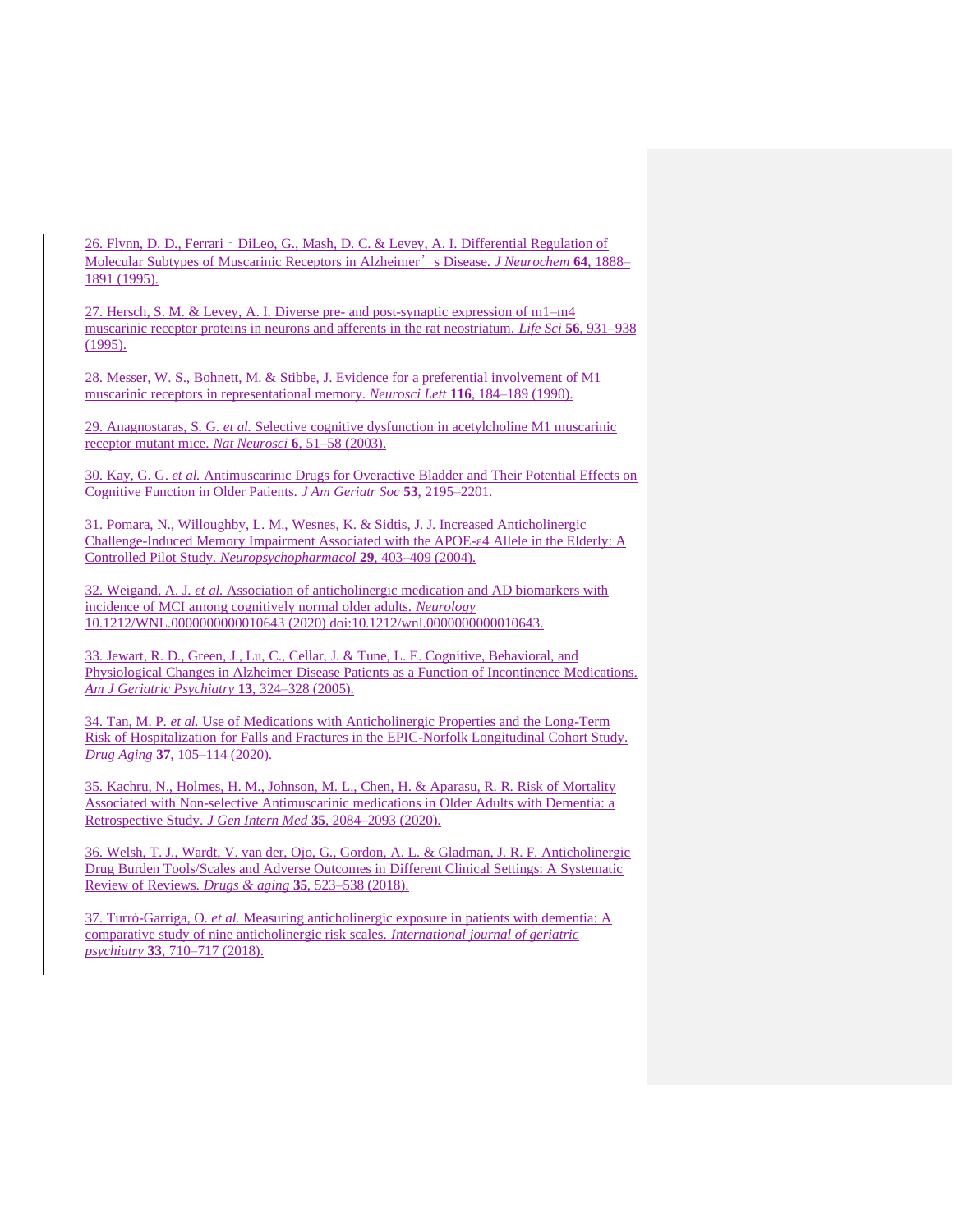26. Flynn, D. D., Ferrari‐DiLeo, G., Mash, D. C. & Levey, A. I. Differential Regulation of Molecular Subtypes of Muscarinic Receptors in Alzheimer's Disease. *J Neurochem* **64**, 1888–1891 (1995).

27. Hersch, S. M. & Levey, A. I. Diverse pre- and post-synaptic expression of m1–m4 muscarinic receptor proteins in neurons and afferents in the rat neostriatum. *Life Sci* **56**, 931–938 (1995).

28. Messer, W. S., Bohnett, M. & Stibbe, J. Evidence for a preferential involvement of M1 muscarinic receptors in representational memory. *Neurosci Lett* **116**, 184–189 (1990).

29. Anagnostaras, S. G. *et al.* Selective cognitive dysfunction in acetylcholine M1 muscarinic receptor mutant mice. *Nat Neurosci* **6**, 51–58 (2003).

30. Kay, G. G. *et al.* Antimuscarinic Drugs for Overactive Bladder and Their Potential Effects on Cognitive Function in Older Patients. *J Am Geriatr Soc* **53**, 2195–2201.

31. Pomara, N., Willoughby, L. M., Wesnes, K. & Sidtis, J. J. Increased Anticholinergic Challenge-Induced Memory Impairment Associated with the APOE-ε4 Allele in the Elderly: A Controlled Pilot Study. *Neuropsychopharmacol* **29**, 403–409 (2004).

32. Weigand, A. J. *et al.* Association of anticholinergic medication and AD biomarkers with incidence of MCI among cognitively normal older adults. *Neurology* 10.1212/WNL.0000000000010643 (2020) doi:10.1212/wnl.0000000000010643.

33. Jewart, R. D., Green, J., Lu, C., Cellar, J. & Tune, L. E. Cognitive, Behavioral, and Physiological Changes in Alzheimer Disease Patients as a Function of Incontinence Medications. *Am J Geriatric Psychiatry* **13**, 324–328 (2005).

34. Tan, M. P. *et al.* Use of Medications with Anticholinergic Properties and the Long-Term Risk of Hospitalization for Falls and Fractures in the EPIC-Norfolk Longitudinal Cohort Study. *Drug Aging* **37**, 105–114 (2020).

35. Kachru, N., Holmes, H. M., Johnson, M. L., Chen, H. & Aparasu, R. R. Risk of Mortality Associated with Non-selective Antimuscarinic medications in Older Adults with Dementia: a Retrospective Study. *J Gen Intern Med* **35**, 2084–2093 (2020).

36. Welsh, T. J., Wardt, V. van der, Ojo, G., Gordon, A. L. & Gladman, J. R. F. Anticholinergic Drug Burden Tools/Scales and Adverse Outcomes in Different Clinical Settings: A Systematic Review of Reviews. *Drugs & aging* **35**, 523–538 (2018).

37. Turró-Garriga, O. *et al.* Measuring anticholinergic exposure in patients with dementia: A comparative study of nine anticholinergic risk scales. *International journal of geriatric psychiatry* **33**, 710–717 (2018).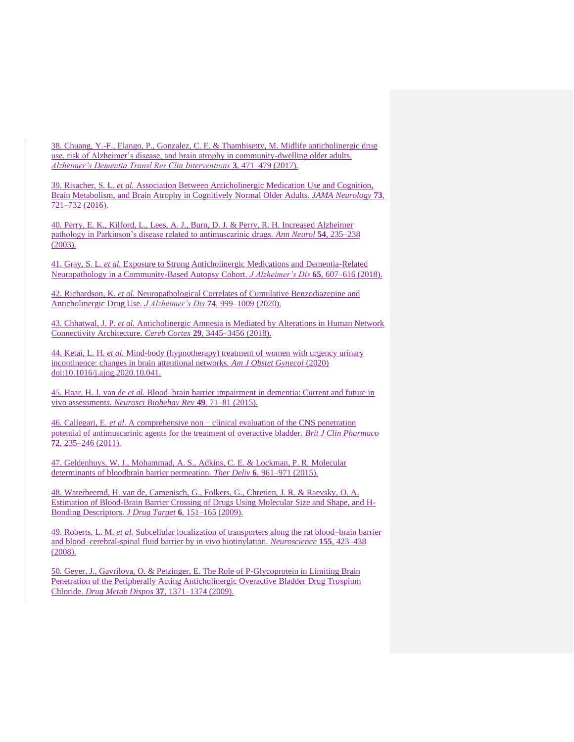38. Chuang, Y.-F., Elango, P., Gonzalez, C. E. & Thambisetty, M. Midlife anticholinergic drug use, risk of Alzheimer's disease, and brain atrophy in community-dwelling older adults. *Alzheimer's Dementia Transl Res Clin Interventions* **3**, 471–479 (2017).

39. Risacher, S. L. *et al.* Association Between Anticholinergic Medication Use and Cognition, Brain Metabolism, and Brain Atrophy in Cognitively Normal Older Adults. *JAMA Neurology* **73**, 721–732 (2016).

40. Perry, E. K., Kilford, L., Lees, A. J., Burn, D. J. & Perry, R. H. Increased Alzheimer pathology in Parkinson's disease related to antimuscarinic drugs. *Ann Neurol* **54**, 235–238 (2003).

41. Gray, S. L. *et al.* Exposure to Strong Anticholinergic Medications and Dementia-Related Neuropathology in a Community-Based Autopsy Cohort. *J Alzheimer's Dis* **65**, 607–616 (2018).

42. Richardson, K. *et al.* Neuropathological Correlates of Cumulative Benzodiazepine and Anticholinergic Drug Use. *J Alzheimer's Dis* **74**, 999–1009 (2020).

43. Chhatwal, J. P. *et al.* Anticholinergic Amnesia is Mediated by Alterations in Human Network Connectivity Architecture. *Cereb Cortex* **29**, 3445–3456 (2018).

44. Ketai, L. H. *et al.* Mind-body (hypnotherapy) treatment of women with urgency urinary incontinence: changes in brain attentional networks. *Am J Obstet Gynecol* (2020) doi:10.1016/j.ajog.2020.10.041.

45. Haar, H. J. van de *et al.* Blood–brain barrier impairment in dementia: Current and future in vivo assessments. *Neurosci Biobehav Rev* **49**, 71–81 (2015).

46. Callegari, E. *et al.* A comprehensive non‐clinical evaluation of the CNS penetration potential of antimuscarinic agents for the treatment of overactive bladder. *Brit J Clin Pharmaco* **72**, 235–246 (2011).

47. Geldenhuys, W. J., Mohammad, A. S., Adkins, C. E. & Lockman, P. R. Molecular determinants of bloodbrain barrier permeation. *Ther Deliv* **6**, 961–971 (2015).

48. Waterbeemd, H. van de, Camenisch, G., Folkers, G., Chretien, J. R. & Raevsky, O. A. Estimation of Blood-Brain Barrier Crossing of Drugs Using Molecular Size and Shape, and H-Bonding Descriptors. *J Drug Target* **6**, 151–165 (2009).

49. Roberts, L. M. *et al.* Subcellular localization of transporters along the rat blood–brain barrier and blood–cerebral-spinal fluid barrier by in vivo biotinylation. *Neuroscience* **155**, 423–438 (2008).

50. Geyer, J., Gavrilova, O. & Petzinger, E. The Role of P-Glycoprotein in Limiting Brain Penetration of the Peripherally Acting Anticholinergic Overactive Bladder Drug Trospium Chloride. *Drug Metab Dispos* **37**, 1371–1374 (2009).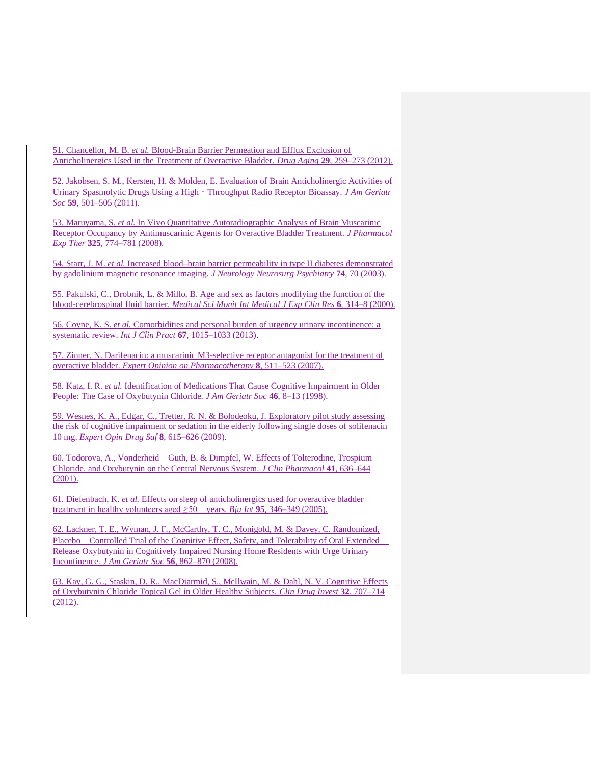51. Chancellor, M. B. *et al.* Blood-Brain Barrier Permeation and Efflux Exclusion of Anticholinergics Used in the Treatment of Overactive Bladder. *Drug Aging* **29**, 259–273 (2012).

52. Jakobsen, S. M., Kersten, H. & Molden, E. Evaluation of Brain Anticholinergic Activities of Urinary Spasmolytic Drugs Using a High‐Throughput Radio Receptor Bioassay. *J Am Geriatr Soc* **59**, 501–505 (2011).

53. Maruyama, S. *et al.* In Vivo Quantitative Autoradiographic Analysis of Brain Muscarinic Receptor Occupancy by Antimuscarinic Agents for Overactive Bladder Treatment. *J Pharmacol Exp Ther* **325**, 774–781 (2008).

54. Starr, J. M. *et al.* Increased blood–brain barrier permeability in type II diabetes demonstrated by gadolinium magnetic resonance imaging. *J Neurology Neurosurg Psychiatry* **74**, 70 (2003).

55. Pakulski, C., Drobnik, L. & Millo, B. Age and sex as factors modifying the function of the blood-cerebrospinal fluid barrier. *Medical Sci Monit Int Medical J Exp Clin Res* **6**, 314–8 (2000).

56. Coyne, K. S. *et al.* Comorbidities and personal burden of urgency urinary incontinence: a systematic review. *Int J Clin Pract* **67**, 1015–1033 (2013).

57. Zinner, N. Darifenacin: a muscarinic M3-selective receptor antagonist for the treatment of overactive bladder. *Expert Opinion on Pharmacotherapy* **8**, 511–523 (2007).

58. Katz, I. R. *et al.* Identification of Medications That Cause Cognitive Impairment in Older People: The Case of Oxybutynin Chloride. *J Am Geriatr Soc* **46**, 8–13 (1998).

59. Wesnes, K. A., Edgar, C., Tretter, R. N. & Bolodeoku, J. Exploratory pilot study assessing the risk of cognitive impairment or sedation in the elderly following single doses of solifenacin 10 mg. *Expert Opin Drug Saf* **8**, 615–626 (2009).

60. Todorova, A., Vonderheid‐Guth, B. & Dimpfel, W. Effects of Tolterodine, Trospium Chloride, and Oxybutynin on the Central Nervous System. *J Clin Pharmacol* **41**, 636–644 (2001).

61. Diefenbach, K. *et al.* Effects on sleep of anticholinergics used for overactive bladder treatment in healthy volunteers aged ≥50 years. *Bju Int* **95**, 346–349 (2005).

62. Lackner, T. E., Wyman, J. F., McCarthy, T. C., Monigold, M. & Davey, C. Randomized, Placebo‐Controlled Trial of the Cognitive Effect, Safety, and Tolerability of Oral Extended‐Release Oxybutynin in Cognitively Impaired Nursing Home Residents with Urge Urinary Incontinence. *J Am Geriatr Soc* **56**, 862–870 (2008).

63. Kay, G. G., Staskin, D. R., MacDiarmid, S., McIlwain, M. & Dahl, N. V. Cognitive Effects of Oxybutynin Chloride Topical Gel in Older Healthy Subjects. *Clin Drug Invest* **32**, 707–714 (2012).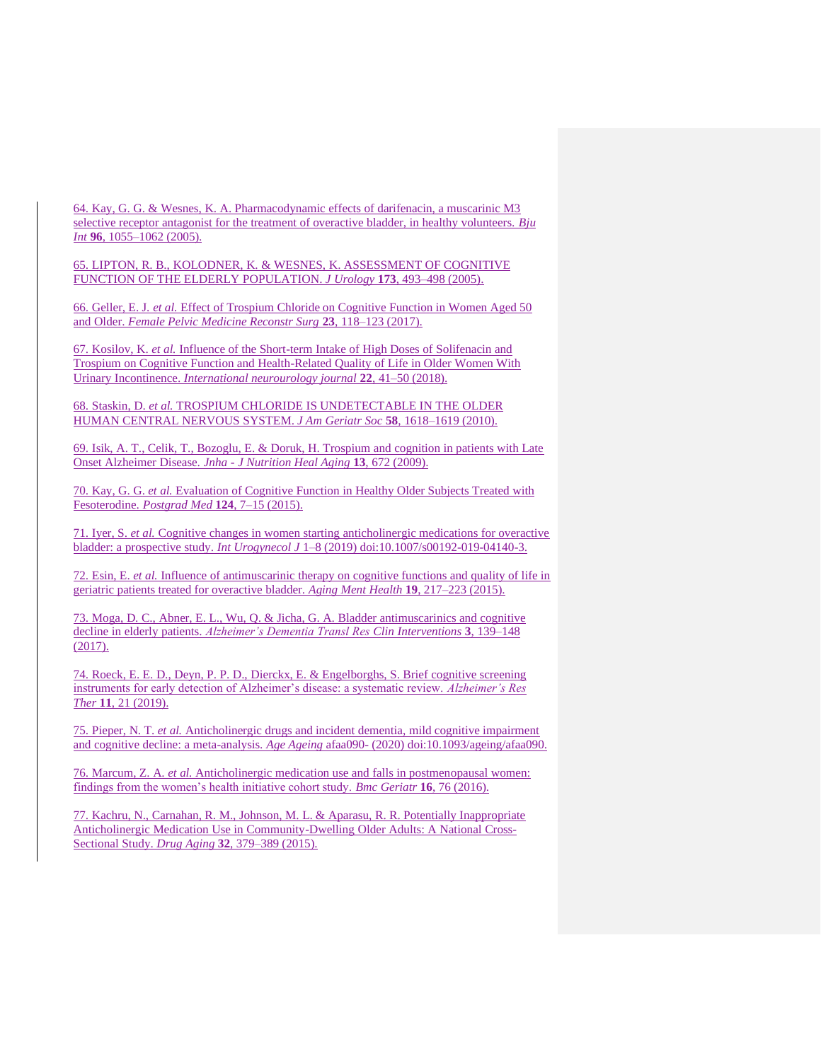64. Kay, G. G. & Wesnes, K. A. Pharmacodynamic effects of darifenacin, a muscarinic M3 selective receptor antagonist for the treatment of overactive bladder, in healthy volunteers. *Bju Int* **96**, 1055–1062 (2005).

65. LIPTON, R. B., KOLODNER, K. & WESNES, K. ASSESSMENT OF COGNITIVE FUNCTION OF THE ELDERLY POPULATION. *J Urology* **173**, 493–498 (2005).

66. Geller, E. J. *et al.* Effect of Trospium Chloride on Cognitive Function in Women Aged 50 and Older. *Female Pelvic Medicine Reconstr Surg* **23**, 118–123 (2017).

67. Kosilov, K. *et al.* Influence of the Short-term Intake of High Doses of Solifenacin and Trospium on Cognitive Function and Health-Related Quality of Life in Older Women With Urinary Incontinence. *International neurourology journal* **22**, 41–50 (2018).

68. Staskin, D. *et al.* TROSPIUM CHLORIDE IS UNDETECTABLE IN THE OLDER HUMAN CENTRAL NERVOUS SYSTEM. *J Am Geriatr Soc* **58**, 1618–1619 (2010).

69. Isik, A. T., Celik, T., Bozoglu, E. & Doruk, H. Trospium and cognition in patients with Late Onset Alzheimer Disease. *Jnha - J Nutrition Heal Aging* **13**, 672 (2009).

70. Kay, G. G. *et al.* Evaluation of Cognitive Function in Healthy Older Subjects Treated with Fesoterodine. *Postgrad Med* **124**, 7–15 (2015).

71. Iyer, S. *et al.* Cognitive changes in women starting anticholinergic medications for overactive bladder: a prospective study. *Int Urogynecol J* 1–8 (2019) doi:10.1007/s00192-019-04140-3.

72. Esin, E. *et al.* Influence of antimuscarinic therapy on cognitive functions and quality of life in geriatric patients treated for overactive bladder. *Aging Ment Health* **19**, 217–223 (2015).

73. Moga, D. C., Abner, E. L., Wu, Q. & Jicha, G. A. Bladder antimuscarinics and cognitive decline in elderly patients. *Alzheimer's Dementia Transl Res Clin Interventions* **3**, 139–148 (2017).

74. Roeck, E. E. D., Deyn, P. P. D., Dierckx, E. & Engelborghs, S. Brief cognitive screening instruments for early detection of Alzheimer's disease: a systematic review. *Alzheimer's Res Ther* **11**, 21 (2019).

75. Pieper, N. T. *et al.* Anticholinergic drugs and incident dementia, mild cognitive impairment and cognitive decline: a meta-analysis. *Age Ageing* afaa090- (2020) doi:10.1093/ageing/afaa090.

76. Marcum, Z. A. *et al.* Anticholinergic medication use and falls in postmenopausal women: findings from the women's health initiative cohort study. *Bmc Geriatr* **16**, 76 (2016).

77. Kachru, N., Carnahan, R. M., Johnson, M. L. & Aparasu, R. R. Potentially Inappropriate Anticholinergic Medication Use in Community-Dwelling Older Adults: A National Cross-Sectional Study. *Drug Aging* **32**, 379–389 (2015).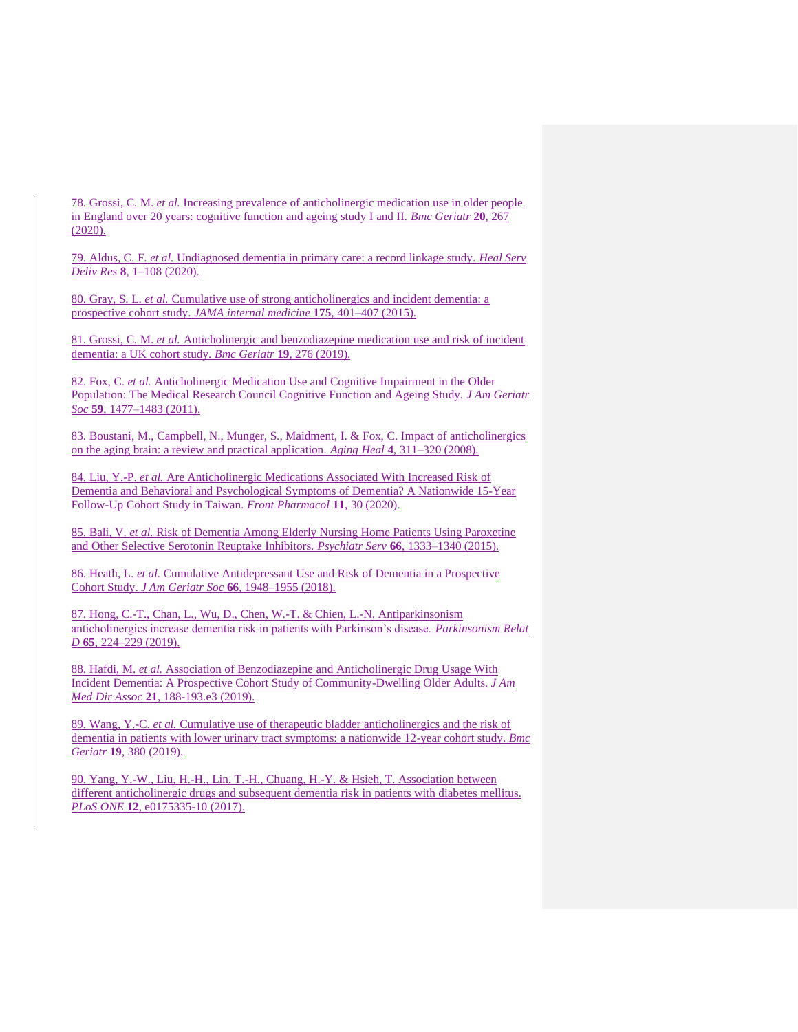78. Grossi, C. M. *et al.* Increasing prevalence of anticholinergic medication use in older people in England over 20 years: cognitive function and ageing study I and II. *Bmc Geriatr* **20**, 267 (2020).

79. Aldus, C. F. *et al.* Undiagnosed dementia in primary care: a record linkage study. *Heal Serv Deliv Res* **8**, 1–108 (2020).

80. Gray, S. L. *et al.* Cumulative use of strong anticholinergics and incident dementia: a prospective cohort study. *JAMA internal medicine* **175**, 401–407 (2015).

81. Grossi, C. M. *et al.* Anticholinergic and benzodiazepine medication use and risk of incident dementia: a UK cohort study. *Bmc Geriatr* **19**, 276 (2019).

82. Fox, C. *et al.* Anticholinergic Medication Use and Cognitive Impairment in the Older Population: The Medical Research Council Cognitive Function and Ageing Study. *J Am Geriatr Soc* **59**, 1477–1483 (2011).

83. Boustani, M., Campbell, N., Munger, S., Maidment, I. & Fox, C. Impact of anticholinergics on the aging brain: a review and practical application. *Aging Heal* **4**, 311–320 (2008).

84. Liu, Y.-P. *et al.* Are Anticholinergic Medications Associated With Increased Risk of Dementia and Behavioral and Psychological Symptoms of Dementia? A Nationwide 15-Year Follow-Up Cohort Study in Taiwan. *Front Pharmacol* **11**, 30 (2020).

85. Bali, V. *et al.* Risk of Dementia Among Elderly Nursing Home Patients Using Paroxetine and Other Selective Serotonin Reuptake Inhibitors. *Psychiatr Serv* **66**, 1333–1340 (2015).

86. Heath, L. *et al.* Cumulative Antidepressant Use and Risk of Dementia in a Prospective Cohort Study. *J Am Geriatr Soc* **66**, 1948–1955 (2018).

87. Hong, C.-T., Chan, L., Wu, D., Chen, W.-T. & Chien, L.-N. Antiparkinsonism anticholinergics increase dementia risk in patients with Parkinson's disease. *Parkinsonism Relat D* **65**, 224–229 (2019).

88. Hafdi, M. *et al.* Association of Benzodiazepine and Anticholinergic Drug Usage With Incident Dementia: A Prospective Cohort Study of Community-Dwelling Older Adults. *J Am Med Dir Assoc* **21**, 188-193.e3 (2019).

89. Wang, Y.-C. *et al.* Cumulative use of therapeutic bladder anticholinergics and the risk of dementia in patients with lower urinary tract symptoms: a nationwide 12-year cohort study. *Bmc Geriatr* **19**, 380 (2019).

90. Yang, Y.-W., Liu, H.-H., Lin, T.-H., Chuang, H.-Y. & Hsieh, T. Association between different anticholinergic drugs and subsequent dementia risk in patients with diabetes mellitus. *PLoS ONE* **12**, e0175335-10 (2017).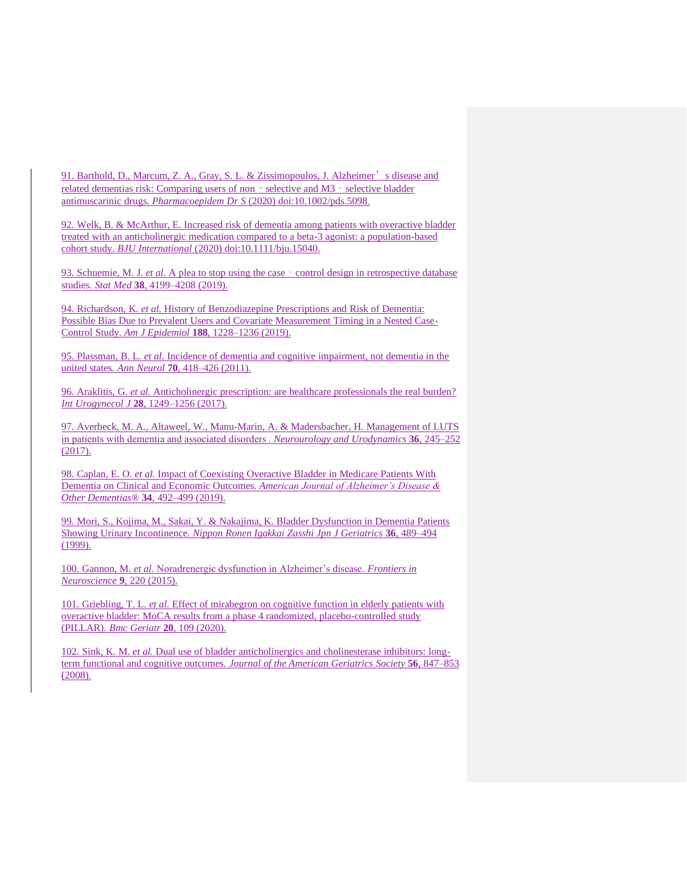91. Barthold, D., Marcum, Z. A., Gray, S. L. & Zissimopoulos, J. Alzheimer's disease and related dementias risk: Comparing users of non‐selective and M3‐selective bladder antimuscarinic drugs. *Pharmacoepidem Dr S* (2020) doi:10.1002/pds.5098.

92. Welk, B. & McArthur, E. Increased risk of dementia among patients with overactive bladder treated with an anticholinergic medication compared to a beta-3 agonist: a population-based cohort study. *BJU International* (2020) doi:10.1111/bju.15040.

93. Schuemie, M. J. *et al.* A plea to stop using the case‐control design in retrospective database studies. *Stat Med* **38**, 4199–4208 (2019).

94. Richardson, K. *et al.* History of Benzodiazepine Prescriptions and Risk of Dementia: Possible Bias Due to Prevalent Users and Covariate Measurement Timing in a Nested Case-Control Study. *Am J Epidemiol* **188**, 1228–1236 (2019).

95. Plassman, B. L. *et al.* Incidence of dementia and cognitive impairment, not dementia in the united states. *Ann Neurol* **70**, 418–426 (2011).

96. Araklitis, G. *et al.* Anticholinergic prescription: are healthcare professionals the real burden? *Int Urogynecol J* **28**, 1249–1256 (2017).

97. Averbeck, M. A., Altaweel, W., Manu-Marin, A. & Madersbacher, H. Management of LUTS in patients with dementia and associated disorders. *Neurourology and Urodynamics* **36**, 245–252 (2017).

98. Caplan, E. O. *et al.* Impact of Coexisting Overactive Bladder in Medicare Patients With Dementia on Clinical and Economic Outcomes. *American Journal of Alzheimer's Disease & Other Dementias®* **34**, 492–499 (2019).

99. Mori, S., Kojima, M., Sakai, Y. & Nakajima, K. Bladder Dysfunction in Dementia Patients Showing Urinary Incontinence. *Nippon Ronen Igakkai Zasshi Jpn J Geriatrics* **36**, 489–494 (1999).

100. Gannon, M. *et al.* Noradrenergic dysfunction in Alzheimer's disease. *Frontiers in Neuroscience* **9**, 220 (2015).

101. Griebling, T. L. *et al.* Effect of mirabegron on cognitive function in elderly patients with overactive bladder: MoCA results from a phase 4 randomized, placebo-controlled study (PILLAR). *Bmc Geriatr* **20**, 109 (2020).

102. Sink, K. M. *et al.* Dual use of bladder anticholinergics and cholinesterase inhibitors: long-term functional and cognitive outcomes. *Journal of the American Geriatrics Society* **56**, 847–853 (2008).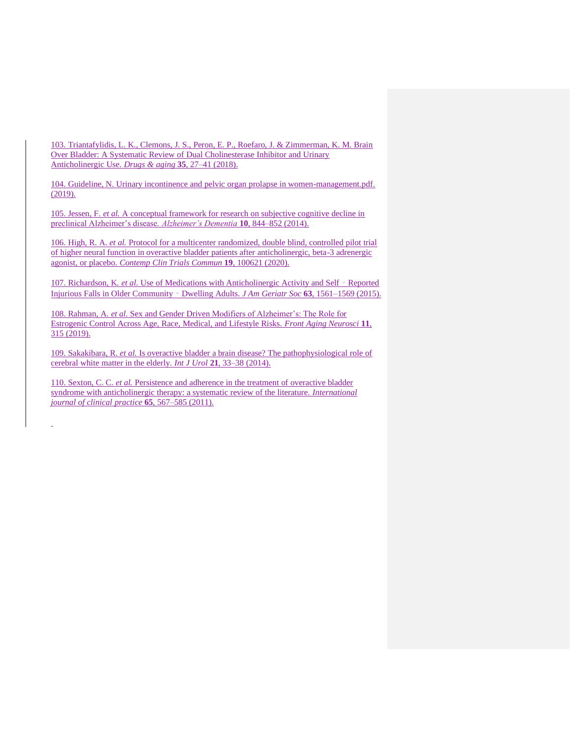103. Triantafylidis, L. K., Clemons, J. S., Peron, E. P., Roefaro, J. & Zimmerman, K. M. Brain Over Bladder: A Systematic Review of Dual Cholinesterase Inhibitor and Urinary Anticholinergic Use. *Drugs & aging* **35**, 27–41 (2018).

104. Guideline, N. Urinary incontinence and pelvic organ prolapse in women-management.pdf. (2019).

105. Jessen, F. *et al.* A conceptual framework for research on subjective cognitive decline in preclinical Alzheimer's disease. *Alzheimer's Dementia* **10**, 844–852 (2014).

106. High, R. A. *et al.* Protocol for a multicenter randomized, double blind, controlled pilot trial of higher neural function in overactive bladder patients after anticholinergic, beta-3 adrenergic agonist, or placebo. *Contemp Clin Trials Commun* **19**, 100621 (2020).

107. Richardson, K. *et al.* Use of Medications with Anticholinergic Activity and Self‐Reported Injurious Falls in Older Community‐Dwelling Adults. *J Am Geriatr Soc* **63**, 1561–1569 (2015).

108. Rahman, A. *et al.* Sex and Gender Driven Modifiers of Alzheimer's: The Role for Estrogenic Control Across Age, Race, Medical, and Lifestyle Risks. *Front Aging Neurosci* **11**, 315 (2019).

109. Sakakibara, R. *et al.* Is overactive bladder a brain disease? The pathophysiological role of cerebral white matter in the elderly. *Int J Urol* **21**, 33–38 (2014).

110. Sexton, C. C. *et al.* Persistence and adherence in the treatment of overactive bladder syndrome with anticholinergic therapy: a systematic review of the literature. *International journal of clinical practice* **65**, 567–585 (2011).